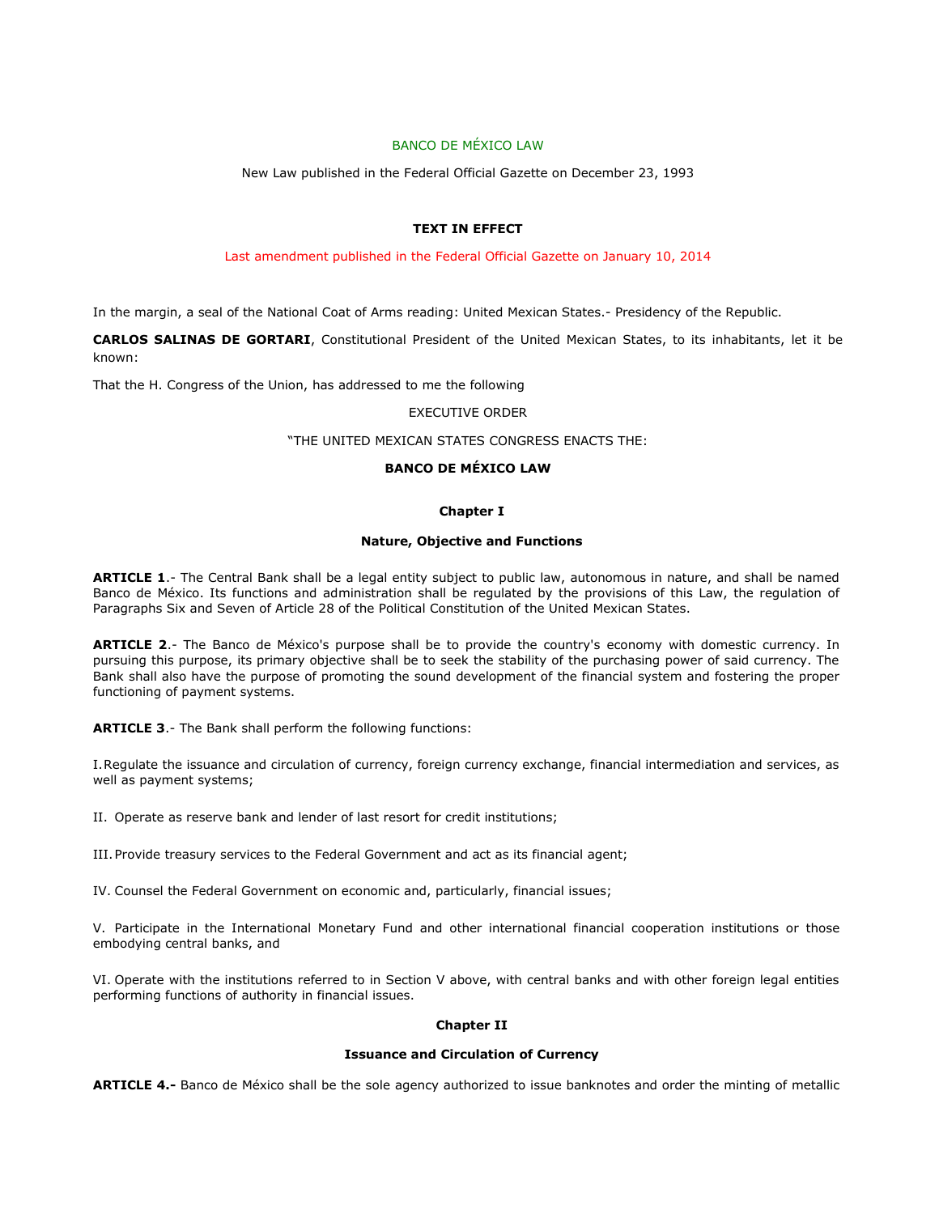# BANCO DE MÉXICO LAW

New Law published in the Federal Official Gazette on December 23, 1993

**TEXT IN EFFECT**

Last amendment published in the Federal Official Gazette on January 10, 2014

In the margin, a seal of the National Coat of Arms reading: United Mexican States.- Presidency of the Republic.

**CARLOS SALINAS DE GORTARI**, Constitutional President of the United Mexican States, to its inhabitants, let it be known:

That the H. Congress of the Union, has addressed to me the following

EXECUTIVE ORDER

"THE UNITED MEXICAN STATES CONGRESS ENACTS THE:

## BANCO DE MÉXICO LAW

### Chapter I

### Nature, Objective and Functions

**ARTICLE 1**.- The Central Bank shall be a legal entity subject to public law, autonomous in nature, and shall be named Banco de México. Its functions and administration shall be regulated by the provisions of this Law, the regulation of Paragraphs Six and Seven of Article 28 of the Political Constitution of the United Mexican States.

**ARTICLE 2**.- The Banco de México's purpose shall be to provide the country's economy with domestic currency. In pursuing this purpose, its primary objective shall be to seek the stability of the purchasing power of said currency. The Bank shall also have the purpose of promoting the sound development of the financial system and fostering the proper functioning of payment systems.

**ARTICLE 3**.- The Bank shall perform the following functions:

I. Regulate the issuance and circulation of currency, foreign currency exchange, financial intermediation and services, as well as payment systems;

II. Operate as reserve bank and lender of last resort for credit institutions;

III. Provide treasury services to the Federal Government and act as its financial agent;

IV. Counsel the Federal Government on economic and, particularly, financial issues;

V. Participate in the International Monetary Fund and other international financial cooperation institutions or those embodying central banks, and

VI. Operate with the institutions referred to in Section V above, with central banks and with other foreign legal entities performing functions of authority in financial issues.

### Chapter II

### Issuance and Circulation of Currency

**ARTICLE 4.-** Banco de México shall be the sole agency authorized to issue banknotes and order the minting of metallic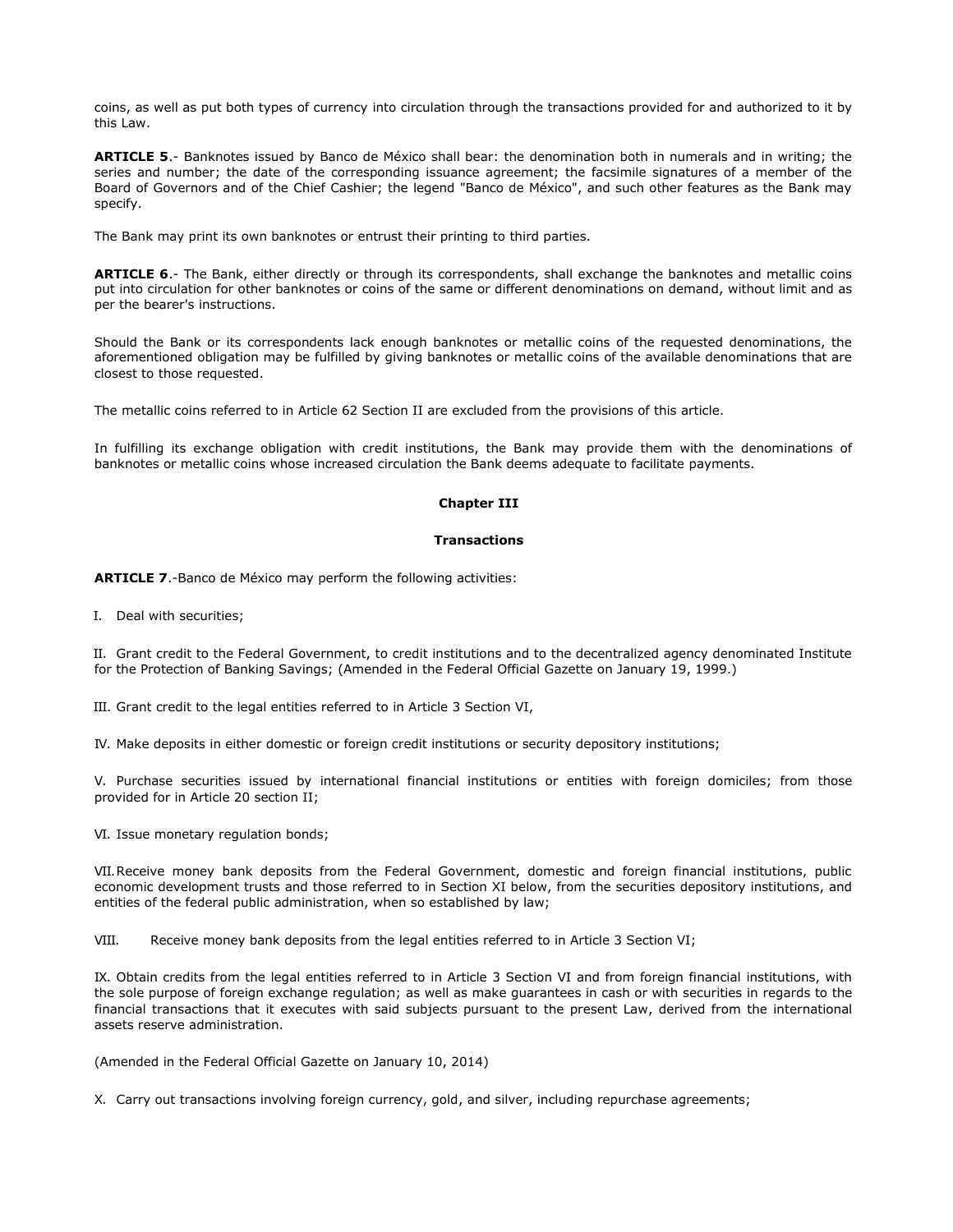coins, as well as put both types of currency into circulation through the transactions provided for and authorized to it by this Law.

**ARTICLE 5**.- Banknotes issued by Banco de México shall bear: the denomination both in numerals and in writing; the series and number; the date of the corresponding issuance agreement; the facsimile signatures of a member of the Board of Governors and of the Chief Cashier; the legend "Banco de México", and such other features as the Bank may specify.

The Bank may print its own banknotes or entrust their printing to third parties.

**ARTICLE 6**.- The Bank, either directly or through its correspondents, shall exchange the banknotes and metallic coins put into circulation for other banknotes or coins of the same or different denominations on demand, without limit and as per the bearer's instructions.

Should the Bank or its correspondents lack enough banknotes or metallic coins of the requested denominations, the aforementioned obligation may be fulfilled by giving banknotes or metallic coins of the available denominations that are closest to those requested.

The metallic coins referred to in Article 62 Section II are excluded from the provisions of this article.

In fulfilling its exchange obligation with credit institutions, the Bank may provide them with the denominations of banknotes or metallic coins whose increased circulation the Bank deems adequate to facilitate payments.

## Chapter III

## Transactions

**ARTICLE 7**.-Banco de México may perform the following activities:

I. Deal with securities;

II. Grant credit to the Federal Government, to credit institutions and to the decentralized agency denominated Institute for the Protection of Banking Savings; (Amended in the Federal Official Gazette on January 19, 1999.)

III. Grant credit to the legal entities referred to in Article 3 Section VI,

IV. Make deposits in either domestic or foreign credit institutions or security depository institutions;

V. Purchase securities issued by international financial institutions or entities with foreign domiciles; from those provided for in Article 20 section II;

VI. Issue monetary regulation bonds;

VII. Receive money bank deposits from the Federal Government, domestic and foreign financial institutions, public economic development trusts and those referred to in Section XI below, from the securities depository institutions, and entities of the federal public administration, when so established by law;

VIII. Receive money bank deposits from the legal entities referred to in Article 3 Section VI;

IX. Obtain credits from the legal entities referred to in Article 3 Section VI and from foreign financial institutions, with the sole purpose of foreign exchange regulation; as well as make guarantees in cash or with securities in regards to the financial transactions that it executes with said subjects pursuant to the present Law, derived from the international assets reserve administration.

(Amended in the Federal Official Gazette on January 10, 2014)

X. Carry out transactions involving foreign currency, gold, and silver, including repurchase agreements;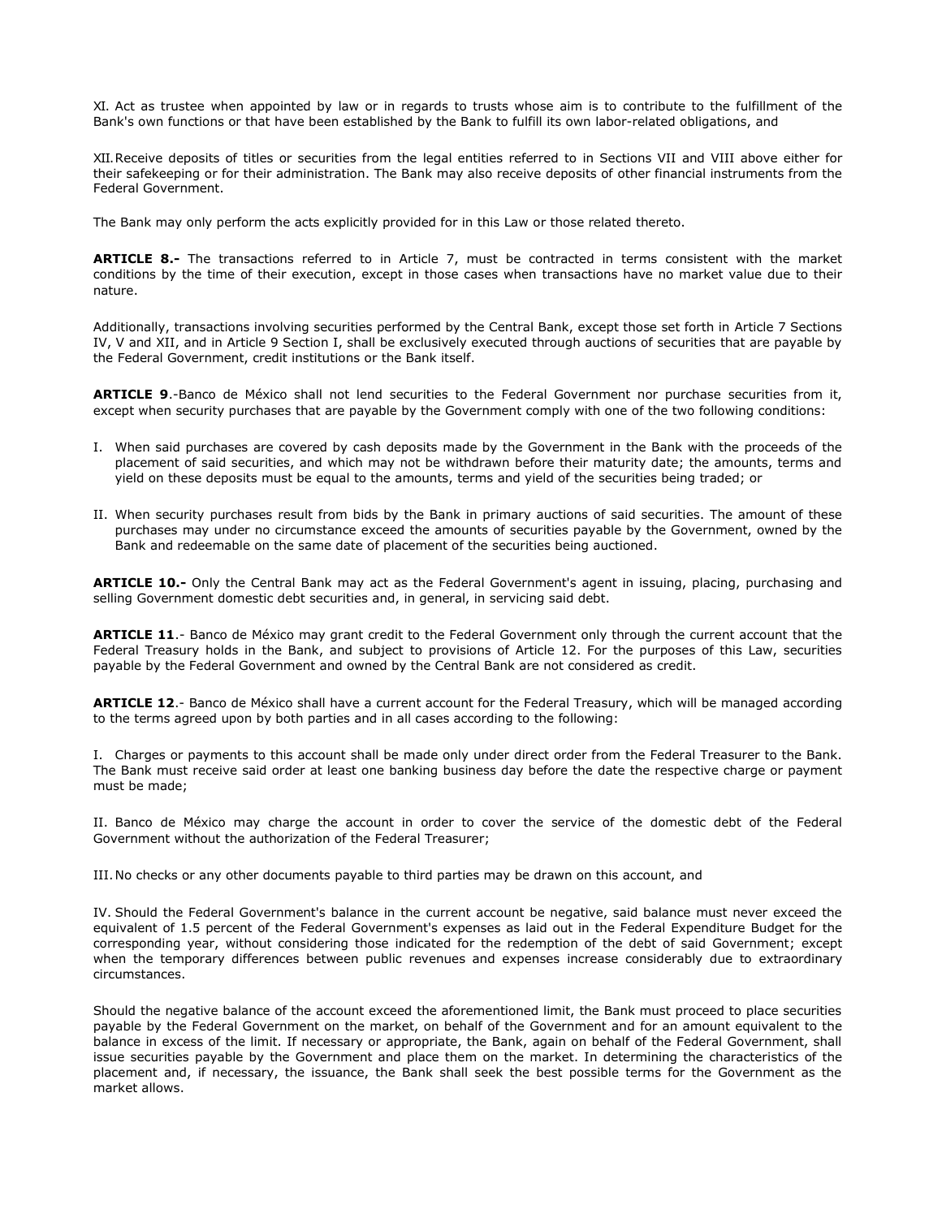XI. Act as trustee when appointed by law or in regards to trusts whose aim is to contribute to the fulfillment of the Bank's own functions or that have been established by the Bank to fulfill its own labor-related obligations, and

XII. Receive deposits of titles or securities from the legal entities referred to in Sections VII and VIII above either for their safekeeping or for their administration. The Bank may also receive deposits of other financial instruments from the Federal Government.

The Bank may only perform the acts explicitly provided for in this Law or those related thereto.

**ARTICLE 8.-** The transactions referred to in Article 7, must be contracted in terms consistent with the market conditions by the time of their execution, except in those cases when transactions have no market value due to their nature.

Additionally, transactions involving securities performed by the Central Bank, except those set forth in Article 7 Sections IV, V and XII, and in Article 9 Section I, shall be exclusively executed through auctions of securities that are payable by the Federal Government, credit institutions or the Bank itself.

**ARTICLE 9**.-Banco de México shall not lend securities to the Federal Government nor purchase securities from it, except when security purchases that are payable by the Government comply with one of the two following conditions:

I. When said purchases are covered by cash deposits made by the Government in the Bank with the proceeds of the placement of said securities, and which may not be withdrawn before their maturity date; the amounts, terms and yield on these deposits must be equal to the amounts, terms and yield of the securities being traded; or

II. When security purchases result from bids by the Bank in primary auctions of said securities. The amount of these purchases may under no circumstance exceed the amounts of securities payable by the Government, owned by the Bank and redeemable on the same date of placement of the securities being auctioned.

**ARTICLE 10.-** Only the Central Bank may act as the Federal Government's agent in issuing, placing, purchasing and selling Government domestic debt securities and, in general, in servicing said debt.

**ARTICLE 11**.- Banco de México may grant credit to the Federal Government only through the current account that the Federal Treasury holds in the Bank, and subject to provisions of Article 12. For the purposes of this Law, securities payable by the Federal Government and owned by the Central Bank are not considered as credit.

**ARTICLE 12**.- Banco de México shall have a current account for the Federal Treasury, which will be managed according to the terms agreed upon by both parties and in all cases according to the following:

I. Charges or payments to this account shall be made only under direct order from the Federal Treasurer to the Bank. The Bank must receive said order at least one banking business day before the date the respective charge or payment must be made;

II. Banco de México may charge the account in order to cover the service of the domestic debt of the Federal Government without the authorization of the Federal Treasurer;

III. No checks or any other documents payable to third parties may be drawn on this account, and

IV. Should the Federal Government's balance in the current account be negative, said balance must never exceed the equivalent of 1.5 percent of the Federal Government's expenses as laid out in the Federal Expenditure Budget for the corresponding year, without considering those indicated for the redemption of the debt of said Government; except when the temporary differences between public revenues and expenses increase considerably due to extraordinary circumstances.

Should the negative balance of the account exceed the aforementioned limit, the Bank must proceed to place securities payable by the Federal Government on the market, on behalf of the Government and for an amount equivalent to the balance in excess of the limit. If necessary or appropriate, the Bank, again on behalf of the Federal Government, shall issue securities payable by the Government and place them on the market. In determining the characteristics of the placement and, if necessary, the issuance, the Bank shall seek the best possible terms for the Government as the market allows.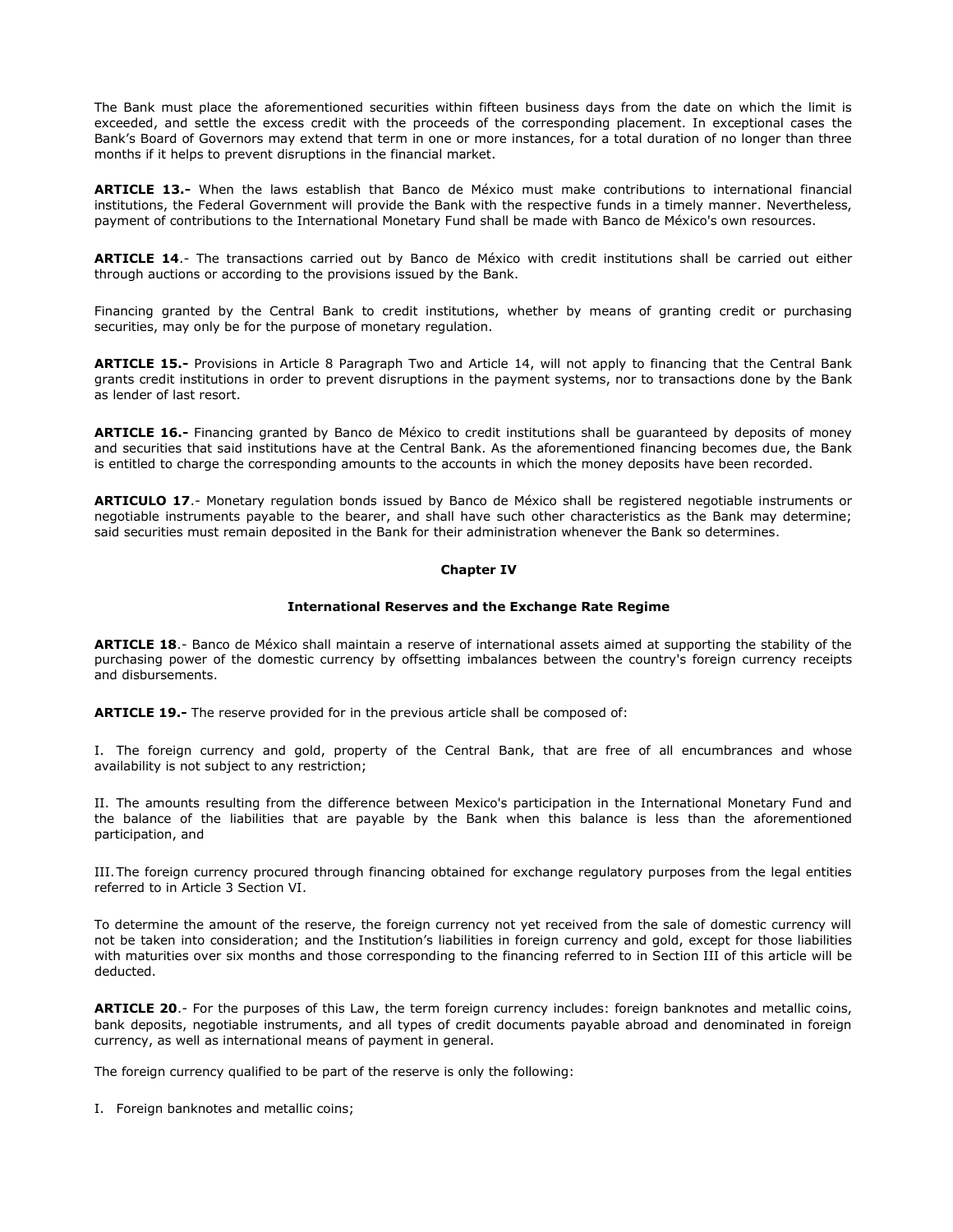The Bank must place the aforementioned securities within fifteen business days from the date on which the limit is exceeded, and settle the excess credit with the proceeds of the corresponding placement. In exceptional cases the Bank's Board of Governors may extend that term in one or more instances, for a total duration of no longer than three months if it helps to prevent disruptions in the financial market.

**ARTICLE 13.-** When the laws establish that Banco de México must make contributions to international financial institutions, the Federal Government will provide the Bank with the respective funds in a timely manner. Nevertheless, payment of contributions to the International Monetary Fund shall be made with Banco de México's own resources.

**ARTICLE 14**.- The transactions carried out by Banco de México with credit institutions shall be carried out either through auctions or according to the provisions issued by the Bank.

Financing granted by the Central Bank to credit institutions, whether by means of granting credit or purchasing securities, may only be for the purpose of monetary regulation.

**ARTICLE 15.-** Provisions in Article 8 Paragraph Two and Article 14, will not apply to financing that the Central Bank grants credit institutions in order to prevent disruptions in the payment systems, nor to transactions done by the Bank as lender of last resort.

**ARTICLE 16.-** Financing granted by Banco de México to credit institutions shall be guaranteed by deposits of money and securities that said institutions have at the Central Bank. As the aforementioned financing becomes due, the Bank is entitled to charge the corresponding amounts to the accounts in which the money deposits have been recorded.

**ARTICULO 17**.- Monetary regulation bonds issued by Banco de México shall be registered negotiable instruments or negotiable instruments payable to the bearer, and shall have such other characteristics as the Bank may determine; said securities must remain deposited in the Bank for their administration whenever the Bank so determines.

## Chapter IV

### International Reserves and the Exchange Rate Regime

**ARTICLE 18**.- Banco de México shall maintain a reserve of international assets aimed at supporting the stability of the purchasing power of the domestic currency by offsetting imbalances between the country's foreign currency receipts and disbursements.

**ARTICLE 19.-** The reserve provided for in the previous article shall be composed of:

I. The foreign currency and gold, property of the Central Bank, that are free of all encumbrances and whose availability is not subject to any restriction;

II. The amounts resulting from the difference between Mexico's participation in the International Monetary Fund and the balance of the liabilities that are payable by the Bank when this balance is less than the aforementioned participation, and

III. The foreign currency procured through financing obtained for exchange regulatory purposes from the legal entities referred to in Article 3 Section VI.

To determine the amount of the reserve, the foreign currency not yet received from the sale of domestic currency will not be taken into consideration; and the Institution's liabilities in foreign currency and gold, except for those liabilities with maturities over six months and those corresponding to the financing referred to in Section III of this article will be deducted.

**ARTICLE 20**.- For the purposes of this Law, the term foreign currency includes: foreign banknotes and metallic coins, bank deposits, negotiable instruments, and all types of credit documents payable abroad and denominated in foreign currency, as well as international means of payment in general.

The foreign currency qualified to be part of the reserve is only the following:

I. Foreign banknotes and metallic coins;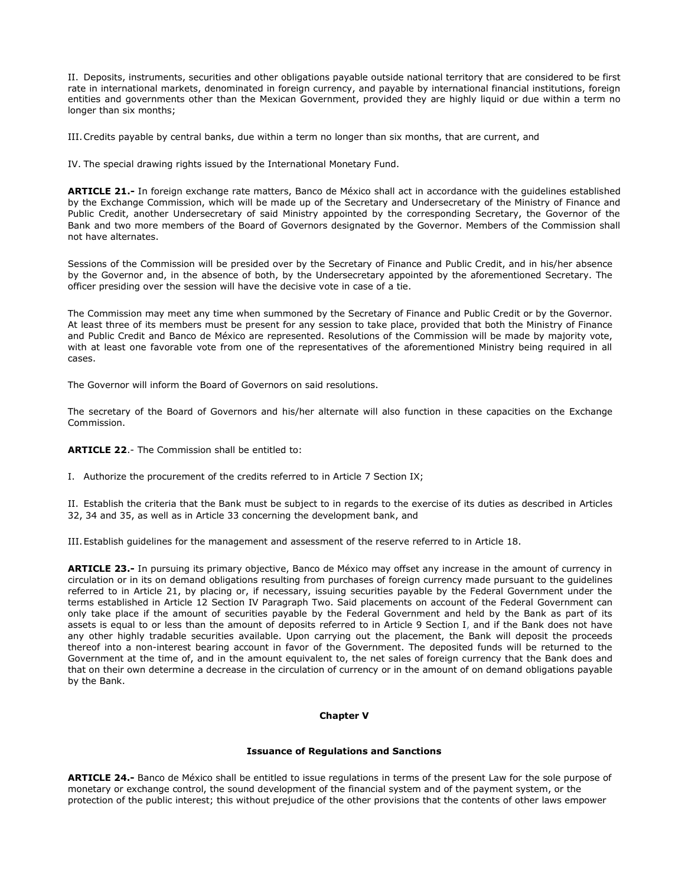II. Deposits, instruments, securities and other obligations payable outside national territory that are considered to be first rate in international markets, denominated in foreign currency, and payable by international financial institutions, foreign entities and governments other than the Mexican Government, provided they are highly liquid or due within a term no longer than six months;

III. Credits payable by central banks, due within a term no longer than six months, that are current, and

IV. The special drawing rights issued by the International Monetary Fund.

**ARTICLE 21.-** In foreign exchange rate matters, Banco de México shall act in accordance with the guidelines established by the Exchange Commission, which will be made up of the Secretary and Undersecretary of the Ministry of Finance and Public Credit, another Undersecretary of said Ministry appointed by the corresponding Secretary, the Governor of the Bank and two more members of the Board of Governors designated by the Governor. Members of the Commission shall not have alternates.

Sessions of the Commission will be presided over by the Secretary of Finance and Public Credit, and in his/her absence by the Governor and, in the absence of both, by the Undersecretary appointed by the aforementioned Secretary. The officer presiding over the session will have the decisive vote in case of a tie.

The Commission may meet any time when summoned by the Secretary of Finance and Public Credit or by the Governor. At least three of its members must be present for any session to take place, provided that both the Ministry of Finance and Public Credit and Banco de México are represented. Resolutions of the Commission will be made by majority vote, with at least one favorable vote from one of the representatives of the aforementioned Ministry being required in all cases.

The Governor will inform the Board of Governors on said resolutions.

The secretary of the Board of Governors and his/her alternate will also function in these capacities on the Exchange Commission.

**ARTICLE 22**.- The Commission shall be entitled to:

I. Authorize the procurement of the credits referred to in Article 7 Section IX;

II. Establish the criteria that the Bank must be subject to in regards to the exercise of its duties as described in Articles 32, 34 and 35, as well as in Article 33 concerning the development bank, and

III. Establish guidelines for the management and assessment of the reserve referred to in Article 18.

**ARTICLE 23.-** In pursuing its primary objective, Banco de México may offset any increase in the amount of currency in circulation or in its on demand obligations resulting from purchases of foreign currency made pursuant to the guidelines referred to in Article 21, by placing or, if necessary, issuing securities payable by the Federal Government under the terms established in Article 12 Section IV Paragraph Two. Said placements on account of the Federal Government can only take place if the amount of securities payable by the Federal Government and held by the Bank as part of its assets is equal to or less than the amount of deposits referred to in Article 9 Section I, and if the Bank does not have any other highly tradable securities available. Upon carrying out the placement, the Bank will deposit the proceeds thereof into a non-interest bearing account in favor of the Government. The deposited funds will be returned to the Government at the time of, and in the amount equivalent to, the net sales of foreign currency that the Bank does and that on their own determine a decrease in the circulation of currency or in the amount of on demand obligations payable by the Bank.

## Chapter V

### Issuance of Regulations and Sanctions

**ARTICLE 24.-** Banco de México shall be entitled to issue regulations in terms of the present Law for the sole purpose of monetary or exchange control, the sound development of the financial system and of the payment system, or the protection of the public interest; this without prejudice of the other provisions that the contents of other laws empower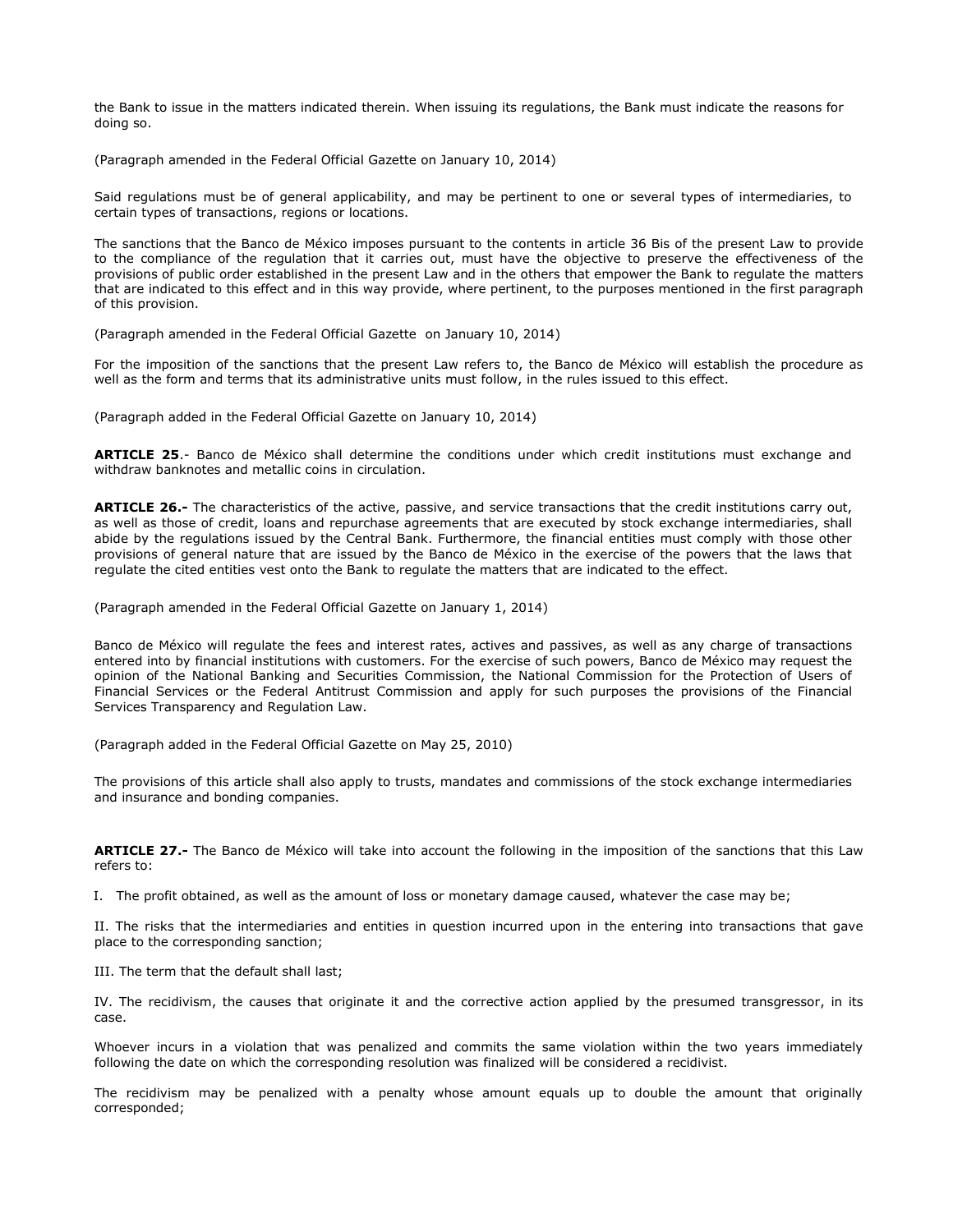the Bank to issue in the matters indicated therein. When issuing its regulations, the Bank must indicate the reasons for doing so.

(Paragraph amended in the Federal Official Gazette on January 10, 2014)

Said regulations must be of general applicability, and may be pertinent to one or several types of intermediaries, to certain types of transactions, regions or locations.

The sanctions that the Banco de México imposes pursuant to the contents in article 36 Bis of the present Law to provide to the compliance of the regulation that it carries out, must have the objective to preserve the effectiveness of the provisions of public order established in the present Law and in the others that empower the Bank to regulate the matters that are indicated to this effect and in this way provide, where pertinent, to the purposes mentioned in the first paragraph of this provision.

(Paragraph amended in the Federal Official Gazette on January 10, 2014)

For the imposition of the sanctions that the present Law refers to, the Banco de México will establish the procedure as well as the form and terms that its administrative units must follow, in the rules issued to this effect.

(Paragraph added in the Federal Official Gazette on January 10, 2014)

**ARTICLE 25**.- Banco de México shall determine the conditions under which credit institutions must exchange and withdraw banknotes and metallic coins in circulation.

**ARTICLE 26.-** The characteristics of the active, passive, and service transactions that the credit institutions carry out, as well as those of credit, loans and repurchase agreements that are executed by stock exchange intermediaries, shall abide by the regulations issued by the Central Bank. Furthermore, the financial entities must comply with those other provisions of general nature that are issued by the Banco de México in the exercise of the powers that the laws that regulate the cited entities vest onto the Bank to regulate the matters that are indicated to the effect.

(Paragraph amended in the Federal Official Gazette on January 1, 2014)

Banco de México will regulate the fees and interest rates, actives and passives, as well as any charge of transactions entered into by financial institutions with customers. For the exercise of such powers, Banco de México may request the opinion of the National Banking and Securities Commission, the National Commission for the Protection of Users of Financial Services or the Federal Antitrust Commission and apply for such purposes the provisions of the Financial Services Transparency and Regulation Law.

(Paragraph added in the Federal Official Gazette on May 25, 2010)

The provisions of this article shall also apply to trusts, mandates and commissions of the stock exchange intermediaries and insurance and bonding companies.

**ARTICLE 27.-** The Banco de México will take into account the following in the imposition of the sanctions that this Law refers to:

I. The profit obtained, as well as the amount of loss or monetary damage caused, whatever the case may be;

II. The risks that the intermediaries and entities in question incurred upon in the entering into transactions that gave place to the corresponding sanction;

III. The term that the default shall last;

IV. The recidivism, the causes that originate it and the corrective action applied by the presumed transgressor, in its case.

Whoever incurs in a violation that was penalized and commits the same violation within the two years immediately following the date on which the corresponding resolution was finalized will be considered a recidivist.

The recidivism may be penalized with a penalty whose amount equals up to double the amount that originally corresponded;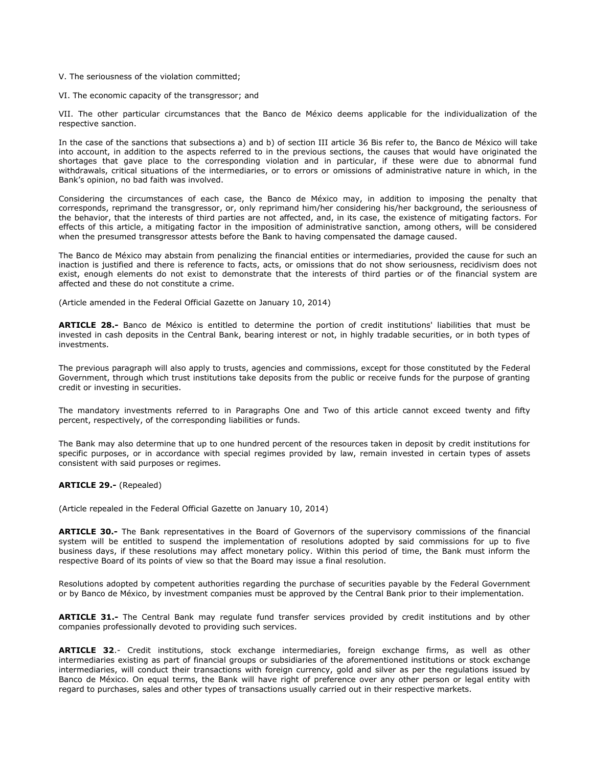V. The seriousness of the violation committed;

VI. The economic capacity of the transgressor; and

VII. The other particular circumstances that the Banco de México deems applicable for the individualization of the respective sanction.

In the case of the sanctions that subsections a) and b) of section III article 36 Bis refer to, the Banco de México will take into account, in addition to the aspects referred to in the previous sections, the causes that would have originated the shortages that gave place to the corresponding violation and in particular, if these were due to abnormal fund withdrawals, critical situations of the intermediaries, or to errors or omissions of administrative nature in which, in the Bank's opinion, no bad faith was involved.

Considering the circumstances of each case, the Banco de México may, in addition to imposing the penalty that corresponds, reprimand the transgressor, or, only reprimand him/her considering his/her background, the seriousness of the behavior, that the interests of third parties are not affected, and, in its case, the existence of mitigating factors. For effects of this article, a mitigating factor in the imposition of administrative sanction, among others, will be considered when the presumed transgressor attests before the Bank to having compensated the damage caused.

The Banco de México may abstain from penalizing the financial entities or intermediaries, provided the cause for such an inaction is justified and there is reference to facts, acts, or omissions that do not show seriousness, recidivism does not exist, enough elements do not exist to demonstrate that the interests of third parties or of the financial system are affected and these do not constitute a crime.

(Article amended in the Federal Official Gazette on January 10, 2014)

**ARTICLE 28.-** Banco de México is entitled to determine the portion of credit institutions' liabilities that must be invested in cash deposits in the Central Bank, bearing interest or not, in highly tradable securities, or in both types of investments.

The previous paragraph will also apply to trusts, agencies and commissions, except for those constituted by the Federal Government, through which trust institutions take deposits from the public or receive funds for the purpose of granting credit or investing in securities.

The mandatory investments referred to in Paragraphs One and Two of this article cannot exceed twenty and fifty percent, respectively, of the corresponding liabilities or funds.

The Bank may also determine that up to one hundred percent of the resources taken in deposit by credit institutions for specific purposes, or in accordance with special regimes provided by law, remain invested in certain types of assets consistent with said purposes or regimes.

**ARTICLE 29.-** (Repealed)

(Article repealed in the Federal Official Gazette on January 10, 2014)

**ARTICLE 30.-** The Bank representatives in the Board of Governors of the supervisory commissions of the financial system will be entitled to suspend the implementation of resolutions adopted by said commissions for up to five business days, if these resolutions may affect monetary policy. Within this period of time, the Bank must inform the respective Board of its points of view so that the Board may issue a final resolution.

Resolutions adopted by competent authorities regarding the purchase of securities payable by the Federal Government or by Banco de México, by investment companies must be approved by the Central Bank prior to their implementation.

**ARTICLE 31.-** The Central Bank may regulate fund transfer services provided by credit institutions and by other companies professionally devoted to providing such services.

**ARTICLE 32**.- Credit institutions, stock exchange intermediaries, foreign exchange firms, as well as other intermediaries existing as part of financial groups or subsidiaries of the aforementioned institutions or stock exchange intermediaries, will conduct their transactions with foreign currency, gold and silver as per the regulations issued by Banco de México. On equal terms, the Bank will have right of preference over any other person or legal entity with regard to purchases, sales and other types of transactions usually carried out in their respective markets.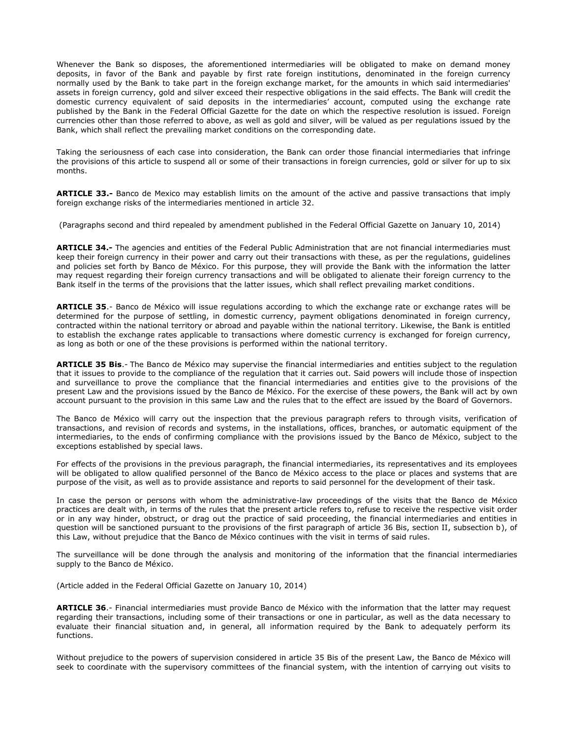Whenever the Bank so disposes, the aforementioned intermediaries will be obligated to make on demand money deposits, in favor of the Bank and payable by first rate foreign institutions, denominated in the foreign currency normally used by the Bank to take part in the foreign exchange market, for the amounts in which said intermediaries' assets in foreign currency, gold and silver exceed their respective obligations in the said effects. The Bank will credit the domestic currency equivalent of said deposits in the intermediaries' account, computed using the exchange rate published by the Bank in the Federal Official Gazette for the date on which the respective resolution is issued. Foreign currencies other than those referred to above, as well as gold and silver, will be valued as per regulations issued by the Bank, which shall reflect the prevailing market conditions on the corresponding date.

Taking the seriousness of each case into consideration, the Bank can order those financial intermediaries that infringe the provisions of this article to suspend all or some of their transactions in foreign currencies, gold or silver for up to six months.

**ARTICLE 33.-** Banco de Mexico may establish limits on the amount of the active and passive transactions that imply foreign exchange risks of the intermediaries mentioned in article 32.

(Paragraphs second and third repealed by amendment published in the Federal Official Gazette on January 10, 2014)

**ARTICLE 34.-** The agencies and entities of the Federal Public Administration that are not financial intermediaries must keep their foreign currency in their power and carry out their transactions with these, as per the regulations, guidelines and policies set forth by Banco de México. For this purpose, they will provide the Bank with the information the latter may request regarding their foreign currency transactions and will be obligated to alienate their foreign currency to the Bank itself in the terms of the provisions that the latter issues, which shall reflect prevailing market conditions.

**ARTICLE 35**.- Banco de México will issue regulations according to which the exchange rate or exchange rates will be determined for the purpose of settling, in domestic currency, payment obligations denominated in foreign currency, contracted within the national territory or abroad and payable within the national territory. Likewise, the Bank is entitled to establish the exchange rates applicable to transactions where domestic currency is exchanged for foreign currency, as long as both or one of the these provisions is performed within the national territory.

**ARTICLE 35 Bis**.- The Banco de México may supervise the financial intermediaries and entities subject to the regulation that it issues to provide to the compliance of the regulation that it carries out. Said powers will include those of inspection and surveillance to prove the compliance that the financial intermediaries and entities give to the provisions of the present Law and the provisions issued by the Banco de México. For the exercise of these powers, the Bank will act by own account pursuant to the provision in this same Law and the rules that to the effect are issued by the Board of Governors.

The Banco de México will carry out the inspection that the previous paragraph refers to through visits, verification of transactions, and revision of records and systems, in the installations, offices, branches, or automatic equipment of the intermediaries, to the ends of confirming compliance with the provisions issued by the Banco de México, subject to the exceptions established by special laws.

For effects of the provisions in the previous paragraph, the financial intermediaries, its representatives and its employees will be obligated to allow qualified personnel of the Banco de México access to the place or places and systems that are purpose of the visit, as well as to provide assistance and reports to said personnel for the development of their task.

In case the person or persons with whom the administrative-law proceedings of the visits that the Banco de México practices are dealt with, in terms of the rules that the present article refers to, refuse to receive the respective visit order or in any way hinder, obstruct, or drag out the practice of said proceeding, the financial intermediaries and entities in question will be sanctioned pursuant to the provisions of the first paragraph of article 36 Bis, section II, subsection b), of this Law, without prejudice that the Banco de México continues with the visit in terms of said rules.

The surveillance will be done through the analysis and monitoring of the information that the financial intermediaries supply to the Banco de México.

(Article added in the Federal Official Gazette on January 10, 2014)

**ARTICLE 36**.- Financial intermediaries must provide Banco de México with the information that the latter may request regarding their transactions, including some of their transactions or one in particular, as well as the data necessary to evaluate their financial situation and, in general, all information required by the Bank to adequately perform its functions.

Without prejudice to the powers of supervision considered in article 35 Bis of the present Law, the Banco de México will seek to coordinate with the supervisory committees of the financial system, with the intention of carrying out visits to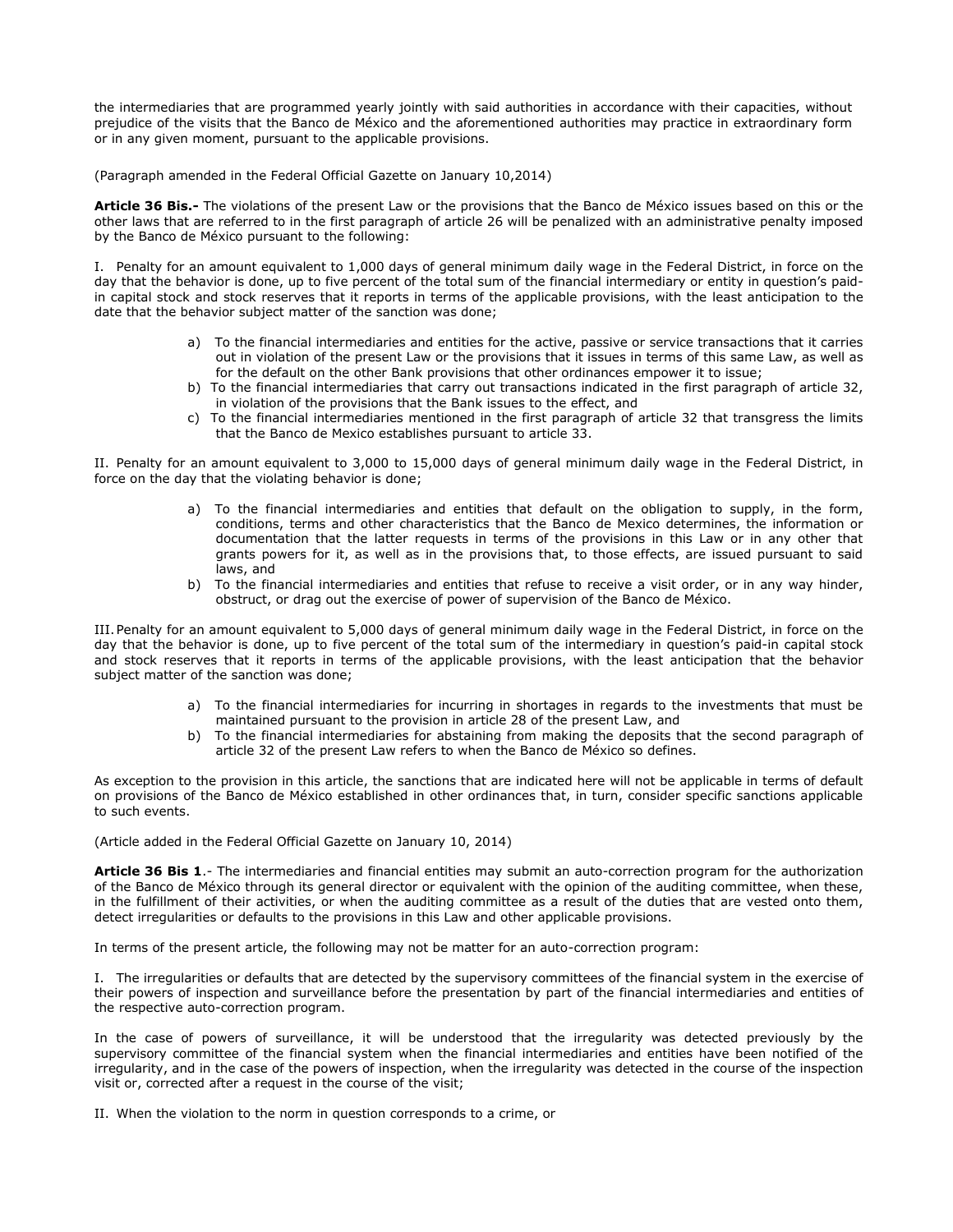the intermediaries that are programmed yearly jointly with said authorities in accordance with their capacities, without prejudice of the visits that the Banco de México and the aforementioned authorities may practice in extraordinary form or in any given moment, pursuant to the applicable provisions.

(Paragraph amended in the Federal Official Gazette on January 10,2014)

**Article 36 Bis.-** The violations of the present Law or the provisions that the Banco de México issues based on this or the other laws that are referred to in the first paragraph of article 26 will be penalized with an administrative penalty imposed by the Banco de México pursuant to the following:

I. Penalty for an amount equivalent to 1,000 days of general minimum daily wage in the Federal District, in force on the day that the behavior is done, up to five percent of the total sum of the financial intermediary or entity in question's paid-in capital stock and stock reserves that it reports in terms of the applicable provisions, with the least anticipation to the date that the behavior subject matter of the sanction was done;

a) To the financial intermediaries and entities for the active, passive or service transactions that it carries out in violation of the present Law or the provisions that it issues in terms of this same Law, as well as for the default on the other Bank provisions that other ordinances empower it to issue;
b) To the financial intermediaries that carry out transactions indicated in the first paragraph of article 32, in violation of the provisions that the Bank issues to the effect, and
c) To the financial intermediaries mentioned in the first paragraph of article 32 that transgress the limits that the Banco de Mexico establishes pursuant to article 33.

II. Penalty for an amount equivalent to 3,000 to 15,000 days of general minimum daily wage in the Federal District, in force on the day that the violating behavior is done;

a) To the financial intermediaries and entities that default on the obligation to supply, in the form, conditions, terms and other characteristics that the Banco de Mexico determines, the information or documentation that the latter requests in terms of the provisions in this Law or in any other that grants powers for it, as well as in the provisions that, to those effects, are issued pursuant to said laws, and
b) To the financial intermediaries and entities that refuse to receive a visit order, or in any way hinder, obstruct, or drag out the exercise of power of supervision of the Banco de México.

III. Penalty for an amount equivalent to 5,000 days of general minimum daily wage in the Federal District, in force on the day that the behavior is done, up to five percent of the total sum of the intermediary in question's paid-in capital stock and stock reserves that it reports in terms of the applicable provisions, with the least anticipation that the behavior subject matter of the sanction was done;

a) To the financial intermediaries for incurring in shortages in regards to the investments that must be maintained pursuant to the provision in article 28 of the present Law, and
b) To the financial intermediaries for abstaining from making the deposits that the second paragraph of article 32 of the present Law refers to when the Banco de México so defines.

As exception to the provision in this article, the sanctions that are indicated here will not be applicable in terms of default on provisions of the Banco de México established in other ordinances that, in turn, consider specific sanctions applicable to such events.

(Article added in the Federal Official Gazette on January 10, 2014)

**Article 36 Bis 1**.- The intermediaries and financial entities may submit an auto-correction program for the authorization of the Banco de México through its general director or equivalent with the opinion of the auditing committee, when these, in the fulfillment of their activities, or when the auditing committee as a result of the duties that are vested onto them, detect irregularities or defaults to the provisions in this Law and other applicable provisions.

In terms of the present article, the following may not be matter for an auto-correction program:

I. The irregularities or defaults that are detected by the supervisory committees of the financial system in the exercise of their powers of inspection and surveillance before the presentation by part of the financial intermediaries and entities of the respective auto-correction program.

In the case of powers of surveillance, it will be understood that the irregularity was detected previously by the supervisory committee of the financial system when the financial intermediaries and entities have been notified of the irregularity, and in the case of the powers of inspection, when the irregularity was detected in the course of the inspection visit or, corrected after a request in the course of the visit;

II. When the violation to the norm in question corresponds to a crime, or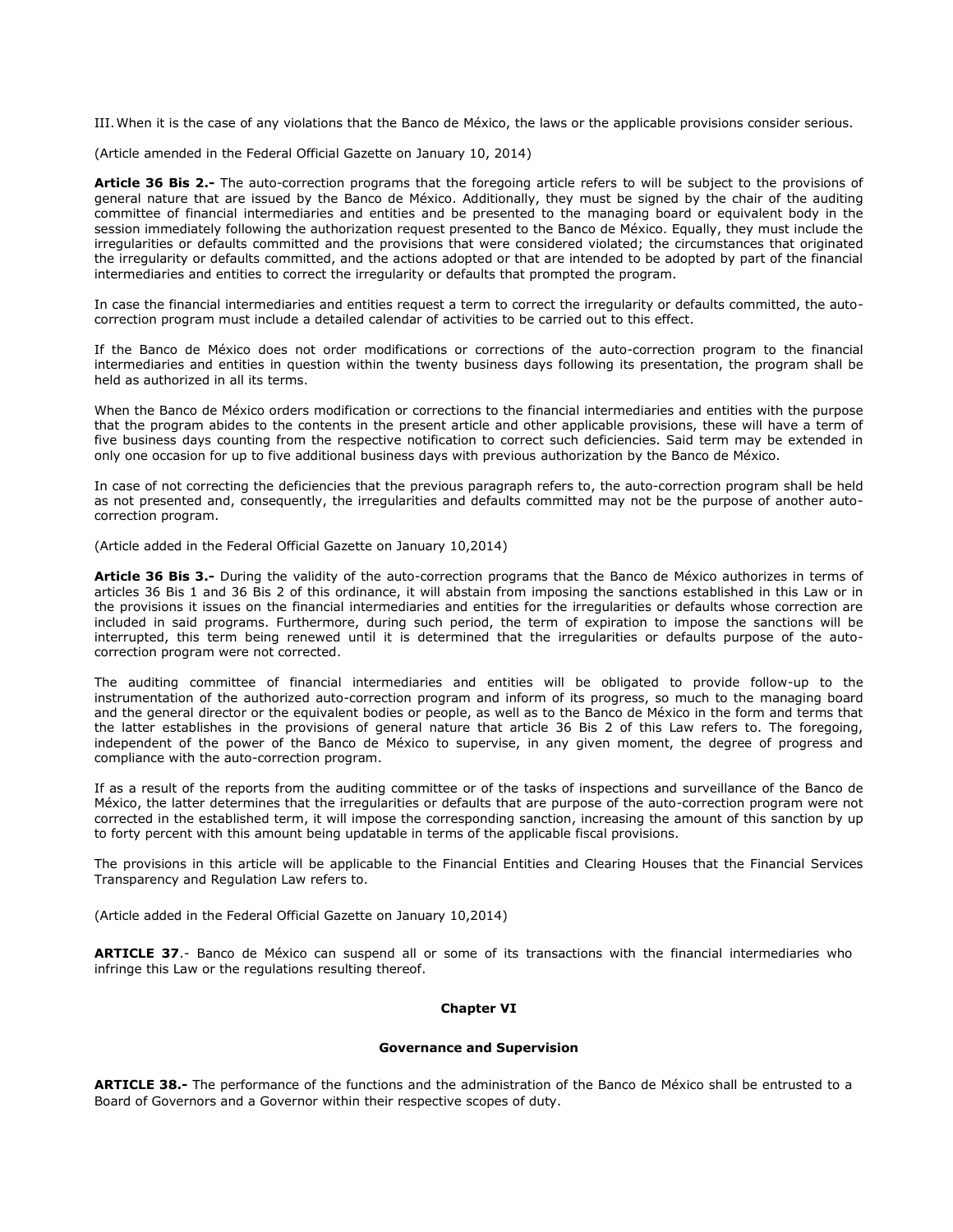III. When it is the case of any violations that the Banco de México, the laws or the applicable provisions consider serious.

(Article amended in the Federal Official Gazette on January 10, 2014)

**Article 36 Bis 2.-** The auto-correction programs that the foregoing article refers to will be subject to the provisions of general nature that are issued by the Banco de México. Additionally, they must be signed by the chair of the auditing committee of financial intermediaries and entities and be presented to the managing board or equivalent body in the session immediately following the authorization request presented to the Banco de México. Equally, they must include the irregularities or defaults committed and the provisions that were considered violated; the circumstances that originated the irregularity or defaults committed, and the actions adopted or that are intended to be adopted by part of the financial intermediaries and entities to correct the irregularity or defaults that prompted the program.

In case the financial intermediaries and entities request a term to correct the irregularity or defaults committed, the auto-correction program must include a detailed calendar of activities to be carried out to this effect.

If the Banco de México does not order modifications or corrections of the auto-correction program to the financial intermediaries and entities in question within the twenty business days following its presentation, the program shall be held as authorized in all its terms.

When the Banco de México orders modification or corrections to the financial intermediaries and entities with the purpose that the program abides to the contents in the present article and other applicable provisions, these will have a term of five business days counting from the respective notification to correct such deficiencies. Said term may be extended in only one occasion for up to five additional business days with previous authorization by the Banco de México.

In case of not correcting the deficiencies that the previous paragraph refers to, the auto-correction program shall be held as not presented and, consequently, the irregularities and defaults committed may not be the purpose of another auto-correction program.

(Article added in the Federal Official Gazette on January 10,2014)

**Article 36 Bis 3.-** During the validity of the auto-correction programs that the Banco de México authorizes in terms of articles 36 Bis 1 and 36 Bis 2 of this ordinance, it will abstain from imposing the sanctions established in this Law or in the provisions it issues on the financial intermediaries and entities for the irregularities or defaults whose correction are included in said programs. Furthermore, during such period, the term of expiration to impose the sanctions will be interrupted, this term being renewed until it is determined that the irregularities or defaults purpose of the auto-correction program were not corrected.

The auditing committee of financial intermediaries and entities will be obligated to provide follow-up to the instrumentation of the authorized auto-correction program and inform of its progress, so much to the managing board and the general director or the equivalent bodies or people, as well as to the Banco de México in the form and terms that the latter establishes in the provisions of general nature that article 36 Bis 2 of this Law refers to. The foregoing, independent of the power of the Banco de México to supervise, in any given moment, the degree of progress and compliance with the auto-correction program.

If as a result of the reports from the auditing committee or of the tasks of inspections and surveillance of the Banco de México, the latter determines that the irregularities or defaults that are purpose of the auto-correction program were not corrected in the established term, it will impose the corresponding sanction, increasing the amount of this sanction by up to forty percent with this amount being updatable in terms of the applicable fiscal provisions.

The provisions in this article will be applicable to the Financial Entities and Clearing Houses that the Financial Services Transparency and Regulation Law refers to.

(Article added in the Federal Official Gazette on January 10,2014)

**ARTICLE 37**.- Banco de México can suspend all or some of its transactions with the financial intermediaries who infringe this Law or the regulations resulting thereof.

## Chapter VI

### Governance and Supervision

**ARTICLE 38.-** The performance of the functions and the administration of the Banco de México shall be entrusted to a Board of Governors and a Governor within their respective scopes of duty.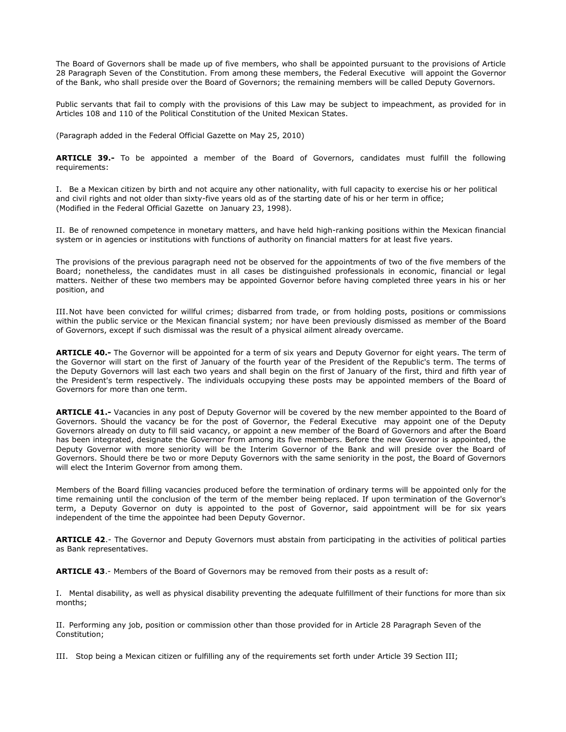The Board of Governors shall be made up of five members, who shall be appointed pursuant to the provisions of Article 28 Paragraph Seven of the Constitution. From among these members, the Federal Executive will appoint the Governor of the Bank, who shall preside over the Board of Governors; the remaining members will be called Deputy Governors.

Public servants that fail to comply with the provisions of this Law may be subject to impeachment, as provided for in Articles 108 and 110 of the Political Constitution of the United Mexican States.

(Paragraph added in the Federal Official Gazette on May 25, 2010)

**ARTICLE 39.-** To be appointed a member of the Board of Governors, candidates must fulfill the following requirements:

I. Be a Mexican citizen by birth and not acquire any other nationality, with full capacity to exercise his or her political and civil rights and not older than sixty-five years old as of the starting date of his or her term in office;
(Modified in the Federal Official Gazette on January 23, 1998).

II. Be of renowned competence in monetary matters, and have held high-ranking positions within the Mexican financial system or in agencies or institutions with functions of authority on financial matters for at least five years.

The provisions of the previous paragraph need not be observed for the appointments of two of the five members of the Board; nonetheless, the candidates must in all cases be distinguished professionals in economic, financial or legal matters. Neither of these two members may be appointed Governor before having completed three years in his or her position, and

III. Not have been convicted for willful crimes; disbarred from trade, or from holding posts, positions or commissions within the public service or the Mexican financial system; nor have been previously dismissed as member of the Board of Governors, except if such dismissal was the result of a physical ailment already overcame.

**ARTICLE 40.-** The Governor will be appointed for a term of six years and Deputy Governor for eight years. The term of the Governor will start on the first of January of the fourth year of the President of the Republic's term. The terms of the Deputy Governors will last each two years and shall begin on the first of January of the first, third and fifth year of the President's term respectively. The individuals occupying these posts may be appointed members of the Board of Governors for more than one term.

**ARTICLE 41.-** Vacancies in any post of Deputy Governor will be covered by the new member appointed to the Board of Governors. Should the vacancy be for the post of Governor, the Federal Executive may appoint one of the Deputy Governors already on duty to fill said vacancy, or appoint a new member of the Board of Governors and after the Board has been integrated, designate the Governor from among its five members. Before the new Governor is appointed, the Deputy Governor with more seniority will be the Interim Governor of the Bank and will preside over the Board of Governors. Should there be two or more Deputy Governors with the same seniority in the post, the Board of Governors will elect the Interim Governor from among them.

Members of the Board filling vacancies produced before the termination of ordinary terms will be appointed only for the time remaining until the conclusion of the term of the member being replaced. If upon termination of the Governor's term, a Deputy Governor on duty is appointed to the post of Governor, said appointment will be for six years independent of the time the appointee had been Deputy Governor.

**ARTICLE 42**.- The Governor and Deputy Governors must abstain from participating in the activities of political parties as Bank representatives.

**ARTICLE 43**.- Members of the Board of Governors may be removed from their posts as a result of:

I. Mental disability, as well as physical disability preventing the adequate fulfillment of their functions for more than six months;

II. Performing any job, position or commission other than those provided for in Article 28 Paragraph Seven of the Constitution;

III. Stop being a Mexican citizen or fulfilling any of the requirements set forth under Article 39 Section III;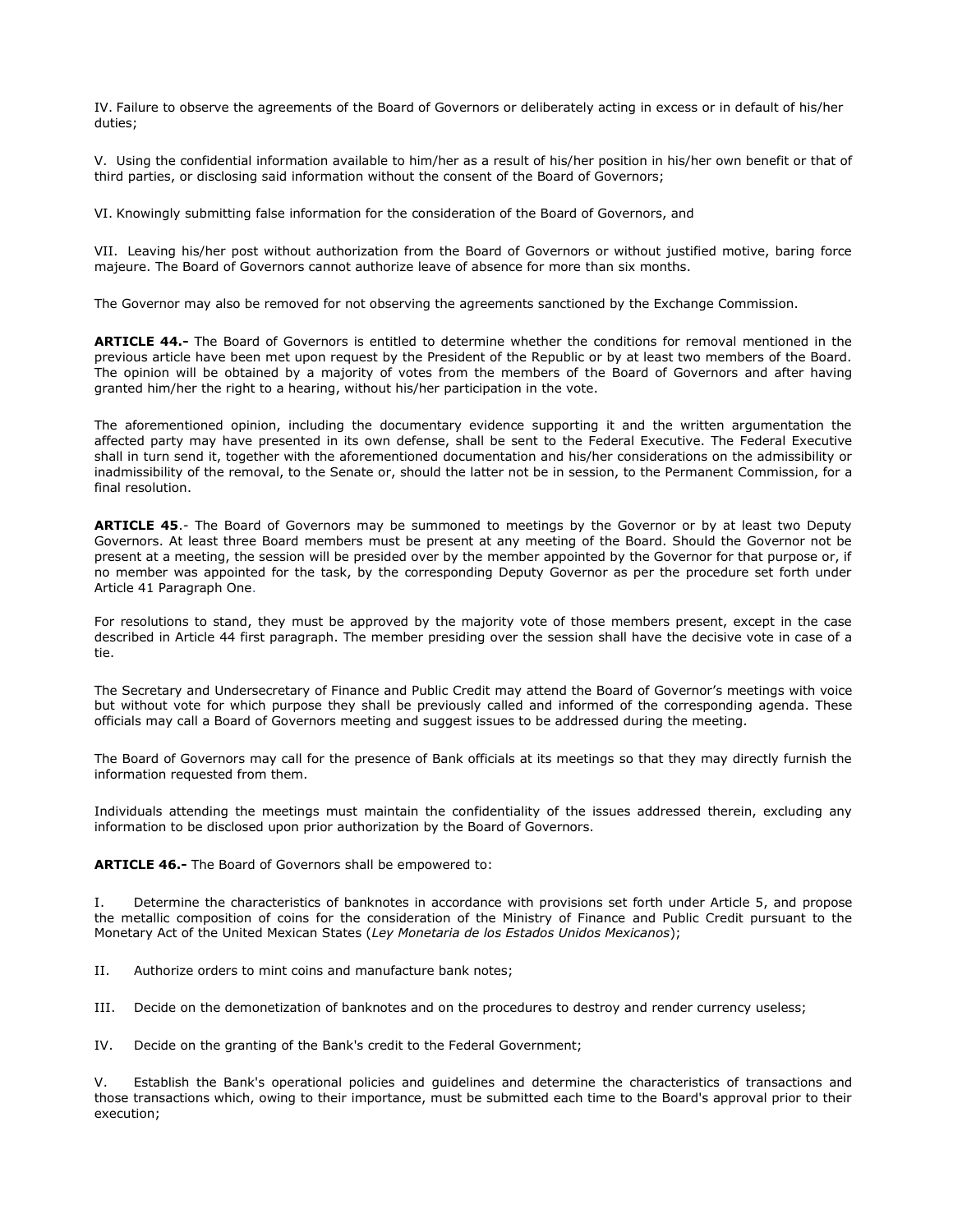IV. Failure to observe the agreements of the Board of Governors or deliberately acting in excess or in default of his/her duties;

V. Using the confidential information available to him/her as a result of his/her position in his/her own benefit or that of third parties, or disclosing said information without the consent of the Board of Governors;

VI. Knowingly submitting false information for the consideration of the Board of Governors, and

VII. Leaving his/her post without authorization from the Board of Governors or without justified motive, baring force majeure. The Board of Governors cannot authorize leave of absence for more than six months.

The Governor may also be removed for not observing the agreements sanctioned by the Exchange Commission.

**ARTICLE 44.-** The Board of Governors is entitled to determine whether the conditions for removal mentioned in the previous article have been met upon request by the President of the Republic or by at least two members of the Board. The opinion will be obtained by a majority of votes from the members of the Board of Governors and after having granted him/her the right to a hearing, without his/her participation in the vote.

The aforementioned opinion, including the documentary evidence supporting it and the written argumentation the affected party may have presented in its own defense, shall be sent to the Federal Executive. The Federal Executive shall in turn send it, together with the aforementioned documentation and his/her considerations on the admissibility or inadmissibility of the removal, to the Senate or, should the latter not be in session, to the Permanent Commission, for a final resolution.

**ARTICLE 45**.- The Board of Governors may be summoned to meetings by the Governor or by at least two Deputy Governors. At least three Board members must be present at any meeting of the Board. Should the Governor not be present at a meeting, the session will be presided over by the member appointed by the Governor for that purpose or, if no member was appointed for the task, by the corresponding Deputy Governor as per the procedure set forth under Article 41 Paragraph One.

For resolutions to stand, they must be approved by the majority vote of those members present, except in the case described in Article 44 first paragraph. The member presiding over the session shall have the decisive vote in case of a tie.

The Secretary and Undersecretary of Finance and Public Credit may attend the Board of Governor's meetings with voice but without vote for which purpose they shall be previously called and informed of the corresponding agenda. These officials may call a Board of Governors meeting and suggest issues to be addressed during the meeting.

The Board of Governors may call for the presence of Bank officials at its meetings so that they may directly furnish the information requested from them.

Individuals attending the meetings must maintain the confidentiality of the issues addressed therein, excluding any information to be disclosed upon prior authorization by the Board of Governors.

**ARTICLE 46.-** The Board of Governors shall be empowered to:

I. Determine the characteristics of banknotes in accordance with provisions set forth under Article 5, and propose the metallic composition of coins for the consideration of the Ministry of Finance and Public Credit pursuant to the Monetary Act of the United Mexican States (*Ley Monetaria de los Estados Unidos Mexicanos*);

II. Authorize orders to mint coins and manufacture bank notes;

III. Decide on the demonetization of banknotes and on the procedures to destroy and render currency useless;

IV. Decide on the granting of the Bank's credit to the Federal Government;

V. Establish the Bank's operational policies and guidelines and determine the characteristics of transactions and those transactions which, owing to their importance, must be submitted each time to the Board's approval prior to their execution;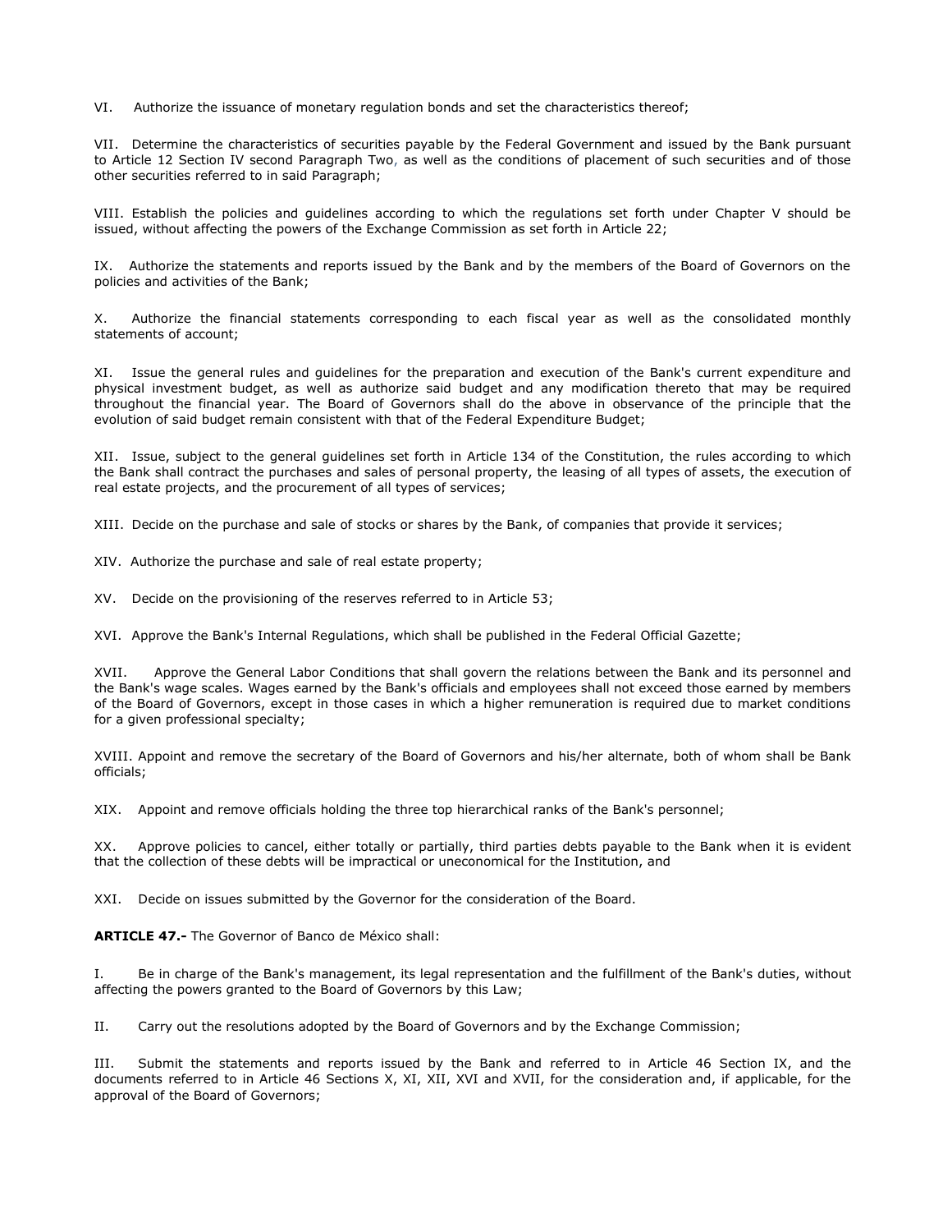VI. Authorize the issuance of monetary regulation bonds and set the characteristics thereof;

VII. Determine the characteristics of securities payable by the Federal Government and issued by the Bank pursuant to Article 12 Section IV second Paragraph Two, as well as the conditions of placement of such securities and of those other securities referred to in said Paragraph;

VIII. Establish the policies and guidelines according to which the regulations set forth under Chapter V should be issued, without affecting the powers of the Exchange Commission as set forth in Article 22;

IX. Authorize the statements and reports issued by the Bank and by the members of the Board of Governors on the policies and activities of the Bank;

X. Authorize the financial statements corresponding to each fiscal year as well as the consolidated monthly statements of account;

XI. Issue the general rules and guidelines for the preparation and execution of the Bank's current expenditure and physical investment budget, as well as authorize said budget and any modification thereto that may be required throughout the financial year. The Board of Governors shall do the above in observance of the principle that the evolution of said budget remain consistent with that of the Federal Expenditure Budget;

XII. Issue, subject to the general guidelines set forth in Article 134 of the Constitution, the rules according to which the Bank shall contract the purchases and sales of personal property, the leasing of all types of assets, the execution of real estate projects, and the procurement of all types of services;

XIII. Decide on the purchase and sale of stocks or shares by the Bank, of companies that provide it services;

XIV. Authorize the purchase and sale of real estate property;

XV. Decide on the provisioning of the reserves referred to in Article 53;

XVI. Approve the Bank's Internal Regulations, which shall be published in the Federal Official Gazette;

XVII. Approve the General Labor Conditions that shall govern the relations between the Bank and its personnel and the Bank's wage scales. Wages earned by the Bank's officials and employees shall not exceed those earned by members of the Board of Governors, except in those cases in which a higher remuneration is required due to market conditions for a given professional specialty;

XVIII. Appoint and remove the secretary of the Board of Governors and his/her alternate, both of whom shall be Bank officials;

XIX. Appoint and remove officials holding the three top hierarchical ranks of the Bank's personnel;

XX. Approve policies to cancel, either totally or partially, third parties debts payable to the Bank when it is evident that the collection of these debts will be impractical or uneconomical for the Institution, and

XXI. Decide on issues submitted by the Governor for the consideration of the Board.

**ARTICLE 47.-** The Governor of Banco de México shall:

I. Be in charge of the Bank's management, its legal representation and the fulfillment of the Bank's duties, without affecting the powers granted to the Board of Governors by this Law;

II. Carry out the resolutions adopted by the Board of Governors and by the Exchange Commission;

III. Submit the statements and reports issued by the Bank and referred to in Article 46 Section IX, and the documents referred to in Article 46 Sections X, XI, XII, XVI and XVII, for the consideration and, if applicable, for the approval of the Board of Governors;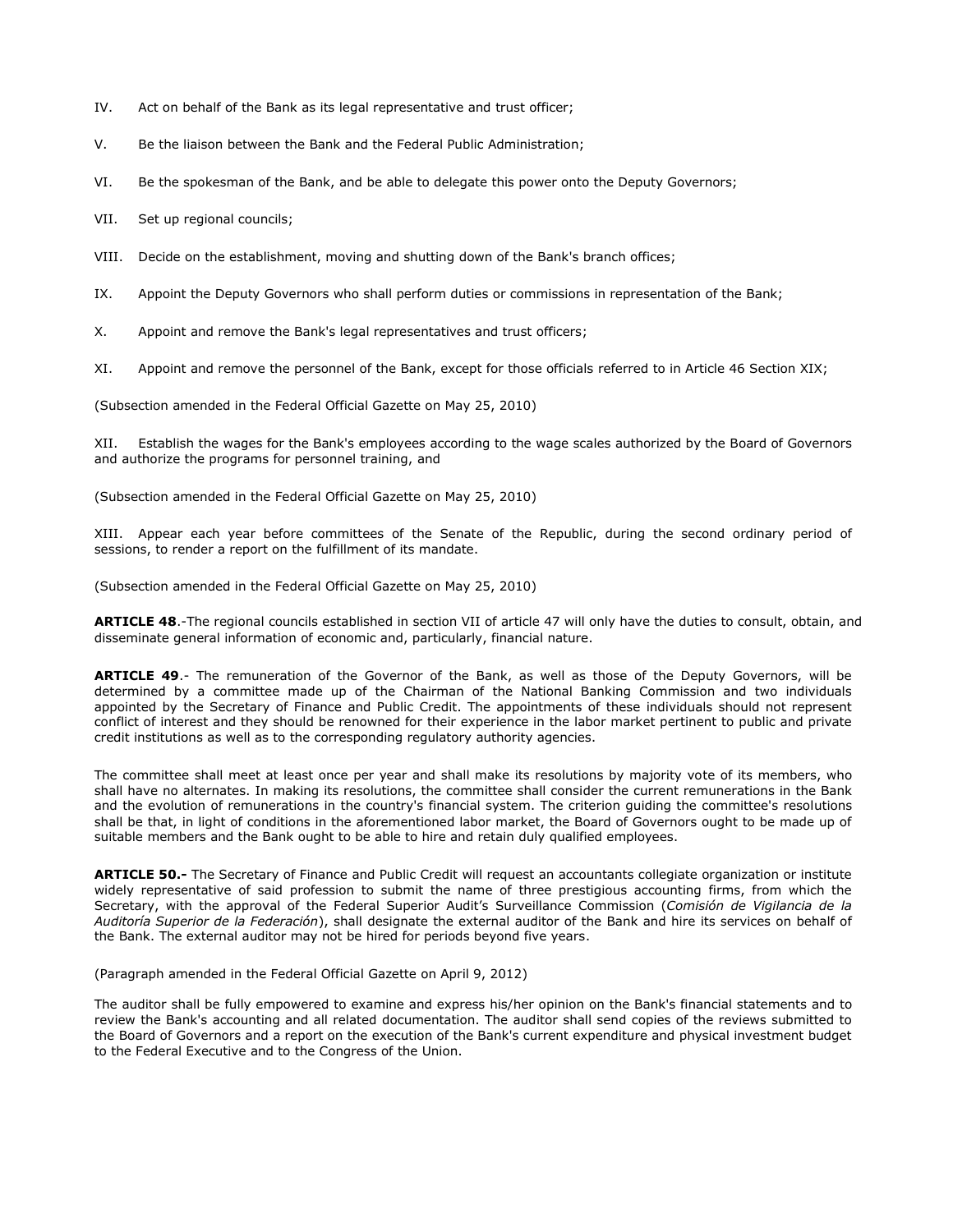IV. Act on behalf of the Bank as its legal representative and trust officer;

V. Be the liaison between the Bank and the Federal Public Administration;

VI. Be the spokesman of the Bank, and be able to delegate this power onto the Deputy Governors;

VII. Set up regional councils;

VIII. Decide on the establishment, moving and shutting down of the Bank's branch offices;

IX. Appoint the Deputy Governors who shall perform duties or commissions in representation of the Bank;

X. Appoint and remove the Bank's legal representatives and trust officers;

XI. Appoint and remove the personnel of the Bank, except for those officials referred to in Article 46 Section XIX;

(Subsection amended in the Federal Official Gazette on May 25, 2010)

XII. Establish the wages for the Bank's employees according to the wage scales authorized by the Board of Governors and authorize the programs for personnel training, and

(Subsection amended in the Federal Official Gazette on May 25, 2010)

XIII. Appear each year before committees of the Senate of the Republic, during the second ordinary period of sessions, to render a report on the fulfillment of its mandate.

(Subsection amended in the Federal Official Gazette on May 25, 2010)

**ARTICLE 48**.-The regional councils established in section VII of article 47 will only have the duties to consult, obtain, and disseminate general information of economic and, particularly, financial nature.

**ARTICLE 49**.- The remuneration of the Governor of the Bank, as well as those of the Deputy Governors, will be determined by a committee made up of the Chairman of the National Banking Commission and two individuals appointed by the Secretary of Finance and Public Credit. The appointments of these individuals should not represent conflict of interest and they should be renowned for their experience in the labor market pertinent to public and private credit institutions as well as to the corresponding regulatory authority agencies.

The committee shall meet at least once per year and shall make its resolutions by majority vote of its members, who shall have no alternates. In making its resolutions, the committee shall consider the current remunerations in the Bank and the evolution of remunerations in the country's financial system. The criterion guiding the committee's resolutions shall be that, in light of conditions in the aforementioned labor market, the Board of Governors ought to be made up of suitable members and the Bank ought to be able to hire and retain duly qualified employees.

**ARTICLE 50.-** The Secretary of Finance and Public Credit will request an accountants collegiate organization or institute widely representative of said profession to submit the name of three prestigious accounting firms, from which the Secretary, with the approval of the Federal Superior Audit's Surveillance Commission (*Comisión de Vigilancia de la Auditoría Superior de la Federación*), shall designate the external auditor of the Bank and hire its services on behalf of the Bank. The external auditor may not be hired for periods beyond five years.

(Paragraph amended in the Federal Official Gazette on April 9, 2012)

The auditor shall be fully empowered to examine and express his/her opinion on the Bank's financial statements and to review the Bank's accounting and all related documentation. The auditor shall send copies of the reviews submitted to the Board of Governors and a report on the execution of the Bank's current expenditure and physical investment budget to the Federal Executive and to the Congress of the Union.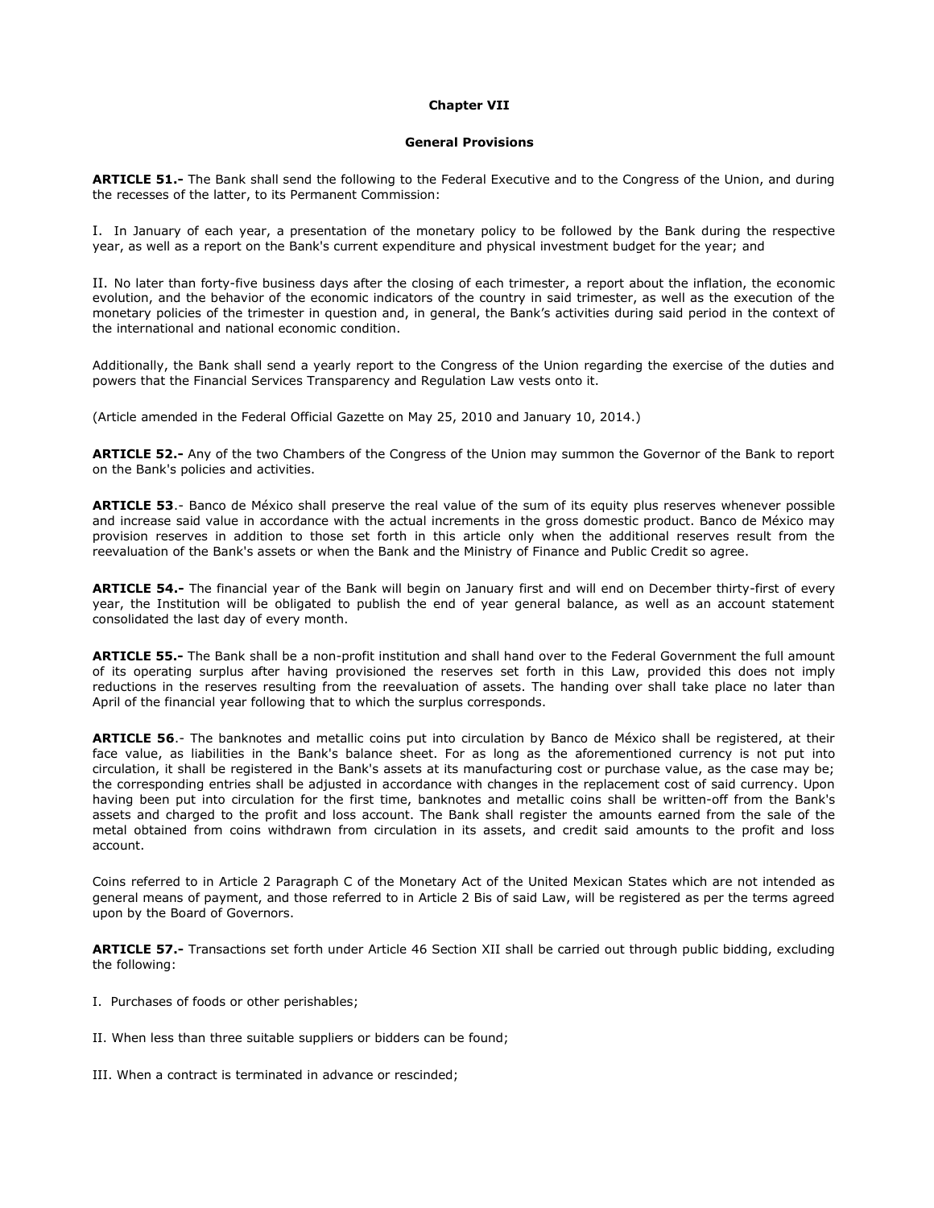## Chapter VII

## General Provisions

**ARTICLE 51.-** The Bank shall send the following to the Federal Executive and to the Congress of the Union, and during the recesses of the latter, to its Permanent Commission:

I. In January of each year, a presentation of the monetary policy to be followed by the Bank during the respective year, as well as a report on the Bank's current expenditure and physical investment budget for the year; and

II. No later than forty-five business days after the closing of each trimester, a report about the inflation, the economic evolution, and the behavior of the economic indicators of the country in said trimester, as well as the execution of the monetary policies of the trimester in question and, in general, the Bank's activities during said period in the context of the international and national economic condition.

Additionally, the Bank shall send a yearly report to the Congress of the Union regarding the exercise of the duties and powers that the Financial Services Transparency and Regulation Law vests onto it.

(Article amended in the Federal Official Gazette on May 25, 2010 and January 10, 2014.)

**ARTICLE 52.-** Any of the two Chambers of the Congress of the Union may summon the Governor of the Bank to report on the Bank's policies and activities.

**ARTICLE 53**.- Banco de México shall preserve the real value of the sum of its equity plus reserves whenever possible and increase said value in accordance with the actual increments in the gross domestic product. Banco de México may provision reserves in addition to those set forth in this article only when the additional reserves result from the reevaluation of the Bank's assets or when the Bank and the Ministry of Finance and Public Credit so agree.

**ARTICLE 54.-** The financial year of the Bank will begin on January first and will end on December thirty-first of every year, the Institution will be obligated to publish the end of year general balance, as well as an account statement consolidated the last day of every month.

**ARTICLE 55.-** The Bank shall be a non-profit institution and shall hand over to the Federal Government the full amount of its operating surplus after having provisioned the reserves set forth in this Law, provided this does not imply reductions in the reserves resulting from the reevaluation of assets. The handing over shall take place no later than April of the financial year following that to which the surplus corresponds.

**ARTICLE 56**.- The banknotes and metallic coins put into circulation by Banco de México shall be registered, at their face value, as liabilities in the Bank's balance sheet. For as long as the aforementioned currency is not put into circulation, it shall be registered in the Bank's assets at its manufacturing cost or purchase value, as the case may be; the corresponding entries shall be adjusted in accordance with changes in the replacement cost of said currency. Upon having been put into circulation for the first time, banknotes and metallic coins shall be written-off from the Bank's assets and charged to the profit and loss account. The Bank shall register the amounts earned from the sale of the metal obtained from coins withdrawn from circulation in its assets, and credit said amounts to the profit and loss account.

Coins referred to in Article 2 Paragraph C of the Monetary Act of the United Mexican States which are not intended as general means of payment, and those referred to in Article 2 Bis of said Law, will be registered as per the terms agreed upon by the Board of Governors.

**ARTICLE 57.-** Transactions set forth under Article 46 Section XII shall be carried out through public bidding, excluding the following:

I. Purchases of foods or other perishables;

II. When less than three suitable suppliers or bidders can be found;

III. When a contract is terminated in advance or rescinded;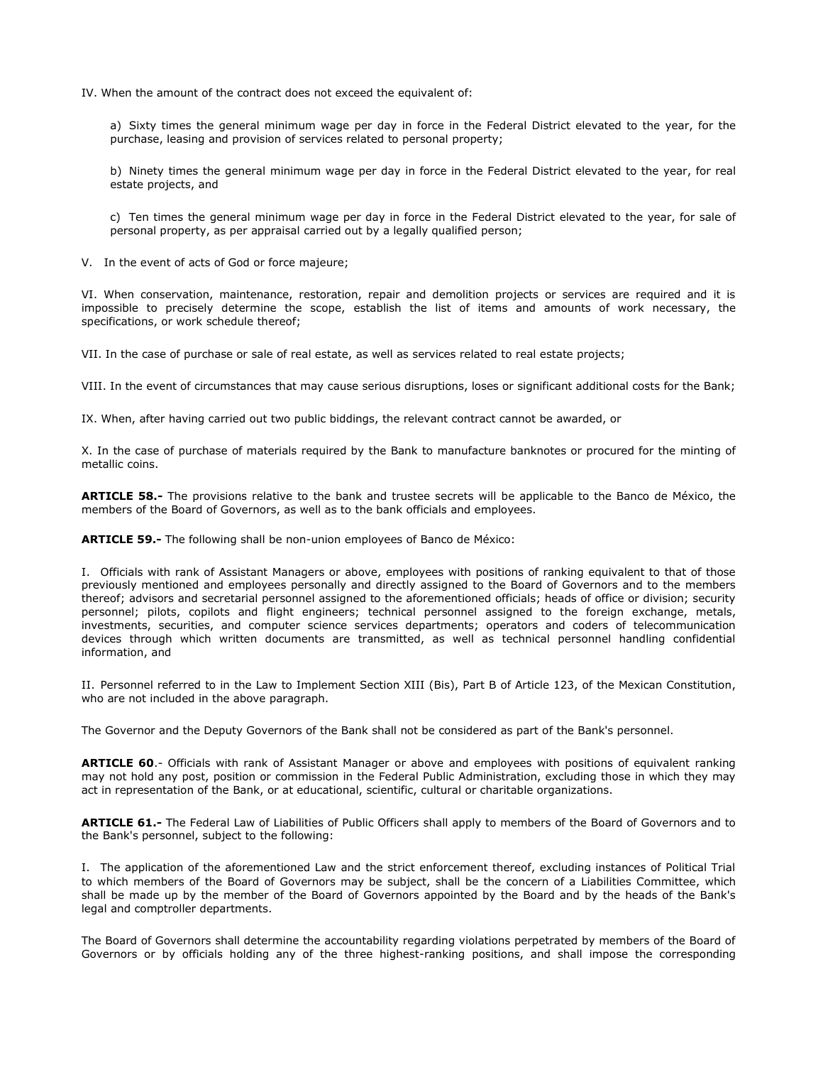IV. When the amount of the contract does not exceed the equivalent of:

a) Sixty times the general minimum wage per day in force in the Federal District elevated to the year, for the purchase, leasing and provision of services related to personal property;

b) Ninety times the general minimum wage per day in force in the Federal District elevated to the year, for real estate projects, and

c) Ten times the general minimum wage per day in force in the Federal District elevated to the year, for sale of personal property, as per appraisal carried out by a legally qualified person;

V. In the event of acts of God or force majeure;

VI. When conservation, maintenance, restoration, repair and demolition projects or services are required and it is impossible to precisely determine the scope, establish the list of items and amounts of work necessary, the specifications, or work schedule thereof;

VII. In the case of purchase or sale of real estate, as well as services related to real estate projects;

VIII. In the event of circumstances that may cause serious disruptions, loses or significant additional costs for the Bank;

IX. When, after having carried out two public biddings, the relevant contract cannot be awarded, or

X. In the case of purchase of materials required by the Bank to manufacture banknotes or procured for the minting of metallic coins.

**ARTICLE 58.-** The provisions relative to the bank and trustee secrets will be applicable to the Banco de México, the members of the Board of Governors, as well as to the bank officials and employees.

**ARTICLE 59.-** The following shall be non-union employees of Banco de México:

I. Officials with rank of Assistant Managers or above, employees with positions of ranking equivalent to that of those previously mentioned and employees personally and directly assigned to the Board of Governors and to the members thereof; advisors and secretarial personnel assigned to the aforementioned officials; heads of office or division; security personnel; pilots, copilots and flight engineers; technical personnel assigned to the foreign exchange, metals, investments, securities, and computer science services departments; operators and coders of telecommunication devices through which written documents are transmitted, as well as technical personnel handling confidential information, and

II. Personnel referred to in the Law to Implement Section XIII (Bis), Part B of Article 123, of the Mexican Constitution, who are not included in the above paragraph.

The Governor and the Deputy Governors of the Bank shall not be considered as part of the Bank's personnel.

**ARTICLE 60**.- Officials with rank of Assistant Manager or above and employees with positions of equivalent ranking may not hold any post, position or commission in the Federal Public Administration, excluding those in which they may act in representation of the Bank, or at educational, scientific, cultural or charitable organizations.

**ARTICLE 61.-** The Federal Law of Liabilities of Public Officers shall apply to members of the Board of Governors and to the Bank's personnel, subject to the following:

I. The application of the aforementioned Law and the strict enforcement thereof, excluding instances of Political Trial to which members of the Board of Governors may be subject, shall be the concern of a Liabilities Committee, which shall be made up by the member of the Board of Governors appointed by the Board and by the heads of the Bank's legal and comptroller departments.

The Board of Governors shall determine the accountability regarding violations perpetrated by members of the Board of Governors or by officials holding any of the three highest-ranking positions, and shall impose the corresponding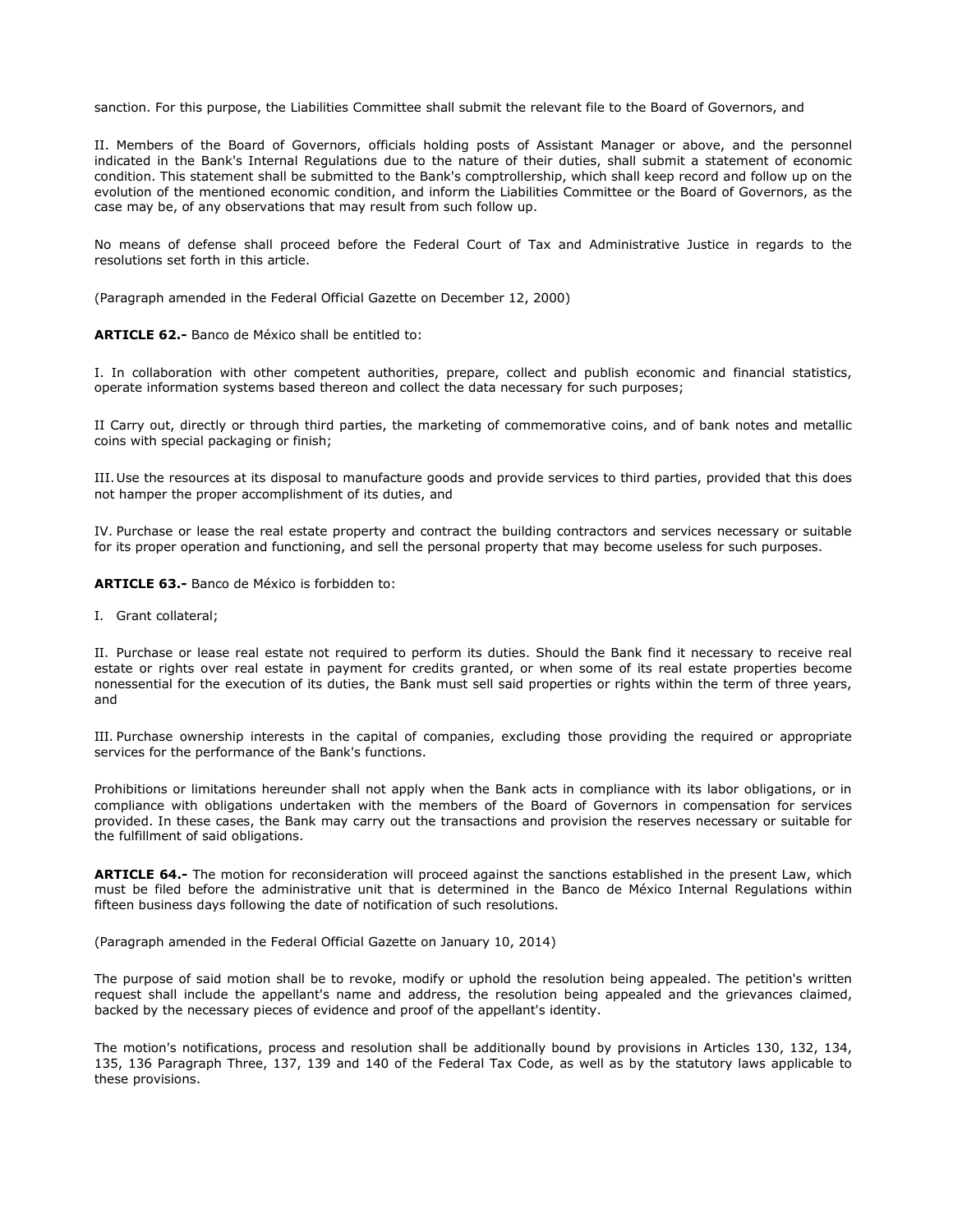sanction. For this purpose, the Liabilities Committee shall submit the relevant file to the Board of Governors, and

II. Members of the Board of Governors, officials holding posts of Assistant Manager or above, and the personnel indicated in the Bank's Internal Regulations due to the nature of their duties, shall submit a statement of economic condition. This statement shall be submitted to the Bank's comptrollership, which shall keep record and follow up on the evolution of the mentioned economic condition, and inform the Liabilities Committee or the Board of Governors, as the case may be, of any observations that may result from such follow up.

No means of defense shall proceed before the Federal Court of Tax and Administrative Justice in regards to the resolutions set forth in this article.

(Paragraph amended in the Federal Official Gazette on December 12, 2000)

**ARTICLE 62.-** Banco de México shall be entitled to:

I. In collaboration with other competent authorities, prepare, collect and publish economic and financial statistics, operate information systems based thereon and collect the data necessary for such purposes;

II Carry out, directly or through third parties, the marketing of commemorative coins, and of bank notes and metallic coins with special packaging or finish;

III. Use the resources at its disposal to manufacture goods and provide services to third parties, provided that this does not hamper the proper accomplishment of its duties, and

IV. Purchase or lease the real estate property and contract the building contractors and services necessary or suitable for its proper operation and functioning, and sell the personal property that may become useless for such purposes.

**ARTICLE 63.-** Banco de México is forbidden to:

I. Grant collateral;

II. Purchase or lease real estate not required to perform its duties. Should the Bank find it necessary to receive real estate or rights over real estate in payment for credits granted, or when some of its real estate properties become nonessential for the execution of its duties, the Bank must sell said properties or rights within the term of three years, and

III. Purchase ownership interests in the capital of companies, excluding those providing the required or appropriate services for the performance of the Bank's functions.

Prohibitions or limitations hereunder shall not apply when the Bank acts in compliance with its labor obligations, or in compliance with obligations undertaken with the members of the Board of Governors in compensation for services provided. In these cases, the Bank may carry out the transactions and provision the reserves necessary or suitable for the fulfillment of said obligations.

**ARTICLE 64.-** The motion for reconsideration will proceed against the sanctions established in the present Law, which must be filed before the administrative unit that is determined in the Banco de México Internal Regulations within fifteen business days following the date of notification of such resolutions.

(Paragraph amended in the Federal Official Gazette on January 10, 2014)

The purpose of said motion shall be to revoke, modify or uphold the resolution being appealed. The petition's written request shall include the appellant's name and address, the resolution being appealed and the grievances claimed, backed by the necessary pieces of evidence and proof of the appellant's identity.

The motion's notifications, process and resolution shall be additionally bound by provisions in Articles 130, 132, 134, 135, 136 Paragraph Three, 137, 139 and 140 of the Federal Tax Code, as well as by the statutory laws applicable to these provisions.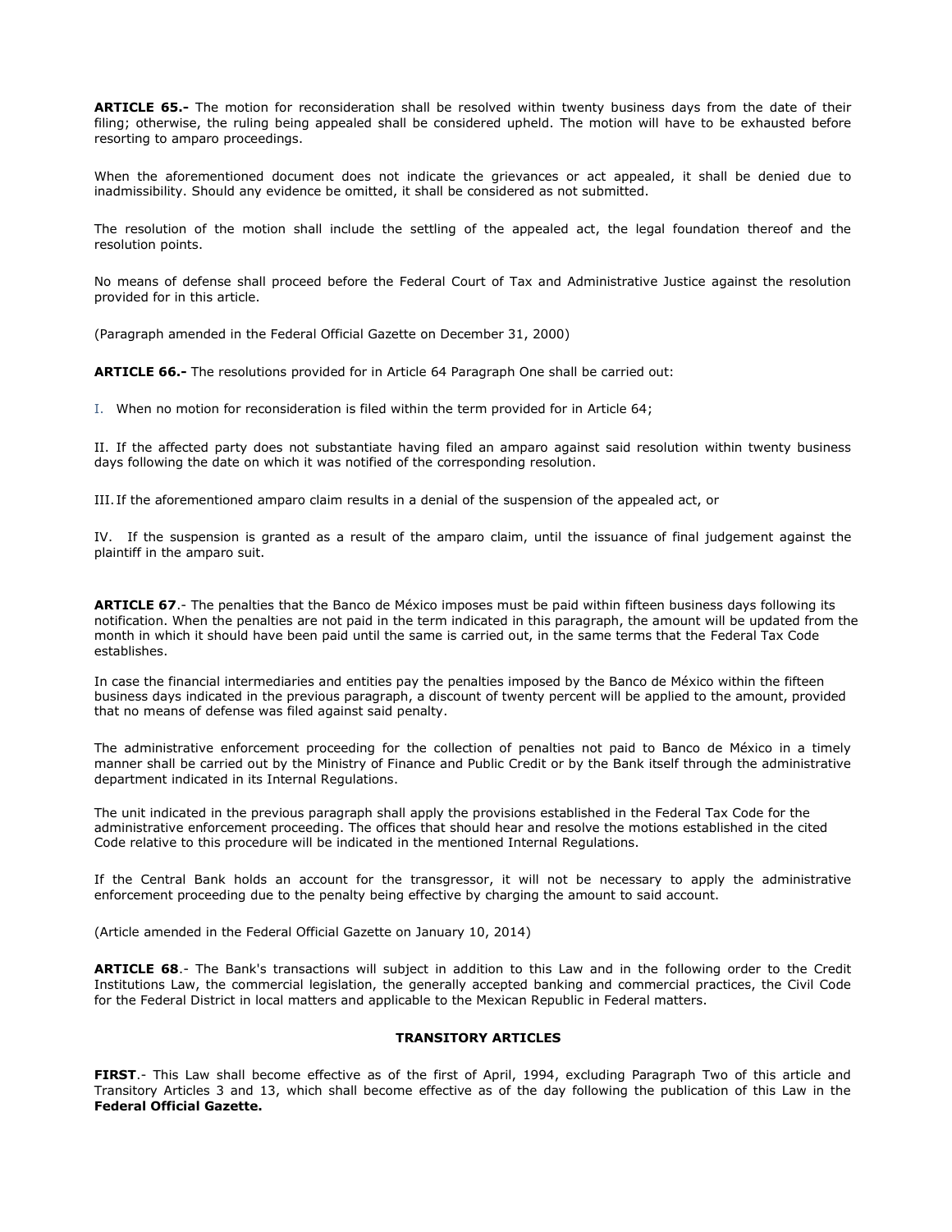**ARTICLE 65.-** The motion for reconsideration shall be resolved within twenty business days from the date of their filing; otherwise, the ruling being appealed shall be considered upheld. The motion will have to be exhausted before resorting to amparo proceedings.

When the aforementioned document does not indicate the grievances or act appealed, it shall be denied due to inadmissibility. Should any evidence be omitted, it shall be considered as not submitted.

The resolution of the motion shall include the settling of the appealed act, the legal foundation thereof and the resolution points.

No means of defense shall proceed before the Federal Court of Tax and Administrative Justice against the resolution provided for in this article.

(Paragraph amended in the Federal Official Gazette on December 31, 2000)

**ARTICLE 66.-** The resolutions provided for in Article 64 Paragraph One shall be carried out:

I. When no motion for reconsideration is filed within the term provided for in Article 64;

II. If the affected party does not substantiate having filed an amparo against said resolution within twenty business days following the date on which it was notified of the corresponding resolution.

III. If the aforementioned amparo claim results in a denial of the suspension of the appealed act, or

IV. If the suspension is granted as a result of the amparo claim, until the issuance of final judgement against the plaintiff in the amparo suit.

**ARTICLE 67**.- The penalties that the Banco de México imposes must be paid within fifteen business days following its notification. When the penalties are not paid in the term indicated in this paragraph, the amount will be updated from the month in which it should have been paid until the same is carried out, in the same terms that the Federal Tax Code establishes.

In case the financial intermediaries and entities pay the penalties imposed by the Banco de México within the fifteen business days indicated in the previous paragraph, a discount of twenty percent will be applied to the amount, provided that no means of defense was filed against said penalty.

The administrative enforcement proceeding for the collection of penalties not paid to Banco de México in a timely manner shall be carried out by the Ministry of Finance and Public Credit or by the Bank itself through the administrative department indicated in its Internal Regulations.

The unit indicated in the previous paragraph shall apply the provisions established in the Federal Tax Code for the administrative enforcement proceeding. The offices that should hear and resolve the motions established in the cited Code relative to this procedure will be indicated in the mentioned Internal Regulations.

If the Central Bank holds an account for the transgressor, it will not be necessary to apply the administrative enforcement proceeding due to the penalty being effective by charging the amount to said account.

(Article amended in the Federal Official Gazette on January 10, 2014)

**ARTICLE 68**.- The Bank's transactions will subject in addition to this Law and in the following order to the Credit Institutions Law, the commercial legislation, the generally accepted banking and commercial practices, the Civil Code for the Federal District in local matters and applicable to the Mexican Republic in Federal matters.

**TRANSITORY ARTICLES**

**FIRST**.- This Law shall become effective as of the first of April, 1994, excluding Paragraph Two of this article and Transitory Articles 3 and 13, which shall become effective as of the day following the publication of this Law in the **Federal Official Gazette.**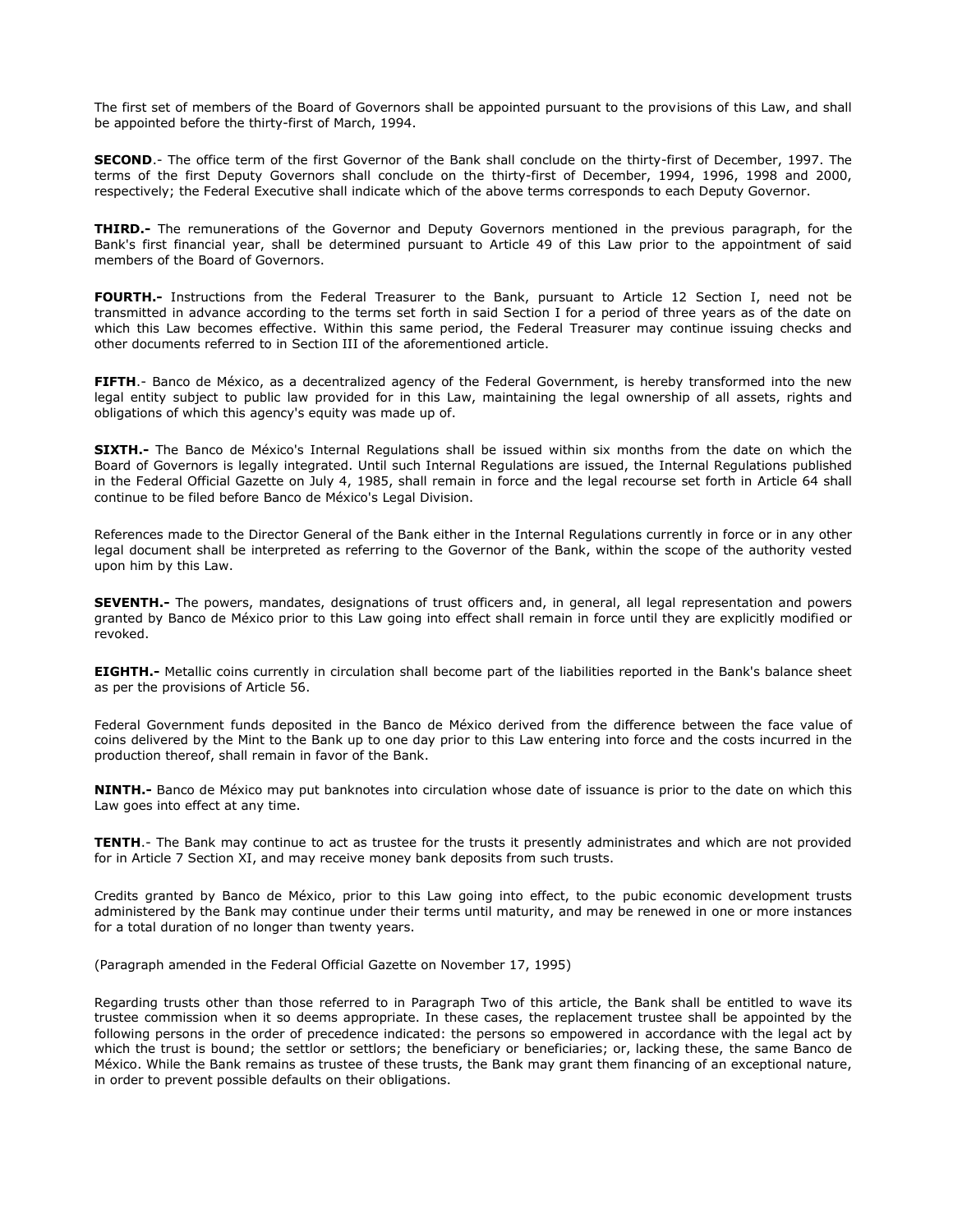The first set of members of the Board of Governors shall be appointed pursuant to the provisions of this Law, and shall be appointed before the thirty-first of March, 1994.

**SECOND**.- The office term of the first Governor of the Bank shall conclude on the thirty-first of December, 1997. The terms of the first Deputy Governors shall conclude on the thirty-first of December, 1994, 1996, 1998 and 2000, respectively; the Federal Executive shall indicate which of the above terms corresponds to each Deputy Governor.

**THIRD.-** The remunerations of the Governor and Deputy Governors mentioned in the previous paragraph, for the Bank's first financial year, shall be determined pursuant to Article 49 of this Law prior to the appointment of said members of the Board of Governors.

**FOURTH.-** Instructions from the Federal Treasurer to the Bank, pursuant to Article 12 Section I, need not be transmitted in advance according to the terms set forth in said Section I for a period of three years as of the date on which this Law becomes effective. Within this same period, the Federal Treasurer may continue issuing checks and other documents referred to in Section III of the aforementioned article.

**FIFTH**.- Banco de México, as a decentralized agency of the Federal Government, is hereby transformed into the new legal entity subject to public law provided for in this Law, maintaining the legal ownership of all assets, rights and obligations of which this agency's equity was made up of.

**SIXTH.-** The Banco de México's Internal Regulations shall be issued within six months from the date on which the Board of Governors is legally integrated. Until such Internal Regulations are issued, the Internal Regulations published in the Federal Official Gazette on July 4, 1985, shall remain in force and the legal recourse set forth in Article 64 shall continue to be filed before Banco de México's Legal Division.

References made to the Director General of the Bank either in the Internal Regulations currently in force or in any other legal document shall be interpreted as referring to the Governor of the Bank, within the scope of the authority vested upon him by this Law.

**SEVENTH.-** The powers, mandates, designations of trust officers and, in general, all legal representation and powers granted by Banco de México prior to this Law going into effect shall remain in force until they are explicitly modified or revoked.

**EIGHTH.-** Metallic coins currently in circulation shall become part of the liabilities reported in the Bank's balance sheet as per the provisions of Article 56.

Federal Government funds deposited in the Banco de México derived from the difference between the face value of coins delivered by the Mint to the Bank up to one day prior to this Law entering into force and the costs incurred in the production thereof, shall remain in favor of the Bank.

**NINTH.-** Banco de México may put banknotes into circulation whose date of issuance is prior to the date on which this Law goes into effect at any time.

**TENTH**.- The Bank may continue to act as trustee for the trusts it presently administrates and which are not provided for in Article 7 Section XI, and may receive money bank deposits from such trusts.

Credits granted by Banco de México, prior to this Law going into effect, to the pubic economic development trusts administered by the Bank may continue under their terms until maturity, and may be renewed in one or more instances for a total duration of no longer than twenty years.

(Paragraph amended in the Federal Official Gazette on November 17, 1995)

Regarding trusts other than those referred to in Paragraph Two of this article, the Bank shall be entitled to wave its trustee commission when it so deems appropriate. In these cases, the replacement trustee shall be appointed by the following persons in the order of precedence indicated: the persons so empowered in accordance with the legal act by which the trust is bound; the settlor or settlors; the beneficiary or beneficiaries; or, lacking these, the same Banco de México. While the Bank remains as trustee of these trusts, the Bank may grant them financing of an exceptional nature, in order to prevent possible defaults on their obligations.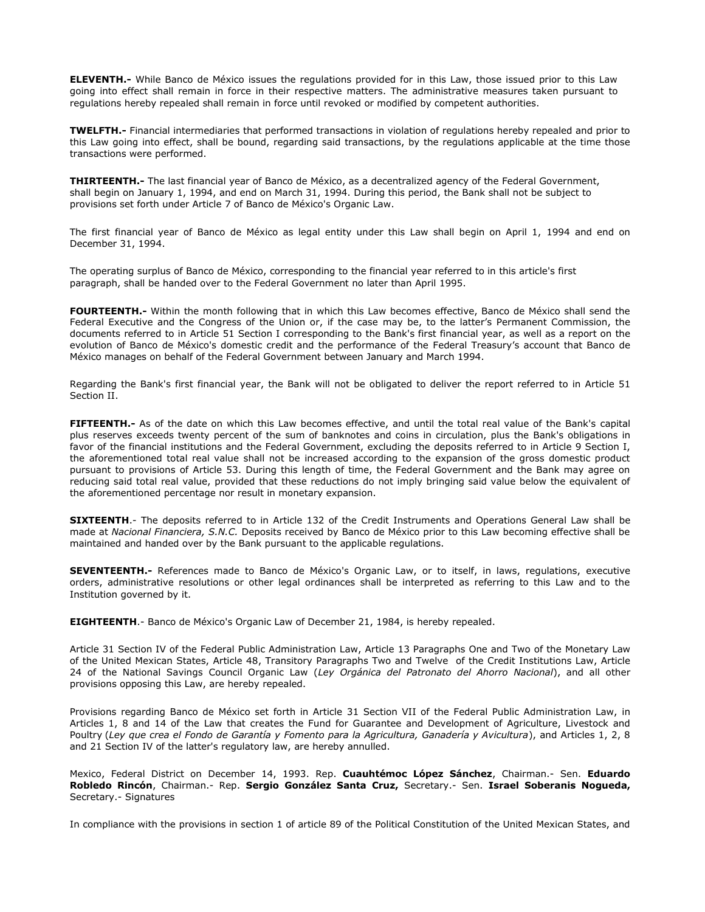**ELEVENTH.-** While Banco de México issues the regulations provided for in this Law, those issued prior to this Law going into effect shall remain in force in their respective matters. The administrative measures taken pursuant to regulations hereby repealed shall remain in force until revoked or modified by competent authorities.

**TWELFTH.-** Financial intermediaries that performed transactions in violation of regulations hereby repealed and prior to this Law going into effect, shall be bound, regarding said transactions, by the regulations applicable at the time those transactions were performed.

**THIRTEENTH.-** The last financial year of Banco de México, as a decentralized agency of the Federal Government, shall begin on January 1, 1994, and end on March 31, 1994. During this period, the Bank shall not be subject to provisions set forth under Article 7 of Banco de México's Organic Law.

The first financial year of Banco de México as legal entity under this Law shall begin on April 1, 1994 and end on December 31, 1994.

The operating surplus of Banco de México, corresponding to the financial year referred to in this article's first paragraph, shall be handed over to the Federal Government no later than April 1995.

**FOURTEENTH.-** Within the month following that in which this Law becomes effective, Banco de México shall send the Federal Executive and the Congress of the Union or, if the case may be, to the latter's Permanent Commission, the documents referred to in Article 51 Section I corresponding to the Bank's first financial year, as well as a report on the evolution of Banco de México's domestic credit and the performance of the Federal Treasury's account that Banco de México manages on behalf of the Federal Government between January and March 1994.

Regarding the Bank's first financial year, the Bank will not be obligated to deliver the report referred to in Article 51 Section II.

**FIFTEENTH.-** As of the date on which this Law becomes effective, and until the total real value of the Bank's capital plus reserves exceeds twenty percent of the sum of banknotes and coins in circulation, plus the Bank's obligations in favor of the financial institutions and the Federal Government, excluding the deposits referred to in Article 9 Section I, the aforementioned total real value shall not be increased according to the expansion of the gross domestic product pursuant to provisions of Article 53. During this length of time, the Federal Government and the Bank may agree on reducing said total real value, provided that these reductions do not imply bringing said value below the equivalent of the aforementioned percentage nor result in monetary expansion.

**SIXTEENTH**.- The deposits referred to in Article 132 of the Credit Instruments and Operations General Law shall be made at *Nacional Financiera, S.N.C.* Deposits received by Banco de México prior to this Law becoming effective shall be maintained and handed over by the Bank pursuant to the applicable regulations.

**SEVENTEENTH.-** References made to Banco de México's Organic Law, or to itself, in laws, regulations, executive orders, administrative resolutions or other legal ordinances shall be interpreted as referring to this Law and to the Institution governed by it.

**EIGHTEENTH**.- Banco de México's Organic Law of December 21, 1984, is hereby repealed.

Article 31 Section IV of the Federal Public Administration Law, Article 13 Paragraphs One and Two of the Monetary Law of the United Mexican States, Article 48, Transitory Paragraphs Two and Twelve of the Credit Institutions Law, Article 24 of the National Savings Council Organic Law (*Ley Orgánica del Patronato del Ahorro Nacional*), and all other provisions opposing this Law, are hereby repealed.

Provisions regarding Banco de México set forth in Article 31 Section VII of the Federal Public Administration Law, in Articles 1, 8 and 14 of the Law that creates the Fund for Guarantee and Development of Agriculture, Livestock and Poultry (*Ley que crea el Fondo de Garantía y Fomento para la Agricultura, Ganadería y Avicultura*), and Articles 1, 2, 8 and 21 Section IV of the latter's regulatory law, are hereby annulled.

Mexico, Federal District on December 14, 1993. Rep. **Cuauhtémoc López Sánchez**, Chairman.- Sen. **Eduardo Robledo Rincón**, Chairman.- Rep. **Sergio González Santa Cruz,** Secretary.- Sen. **Israel Soberanis Nogueda,** Secretary.- Signatures

In compliance with the provisions in section 1 of article 89 of the Political Constitution of the United Mexican States, and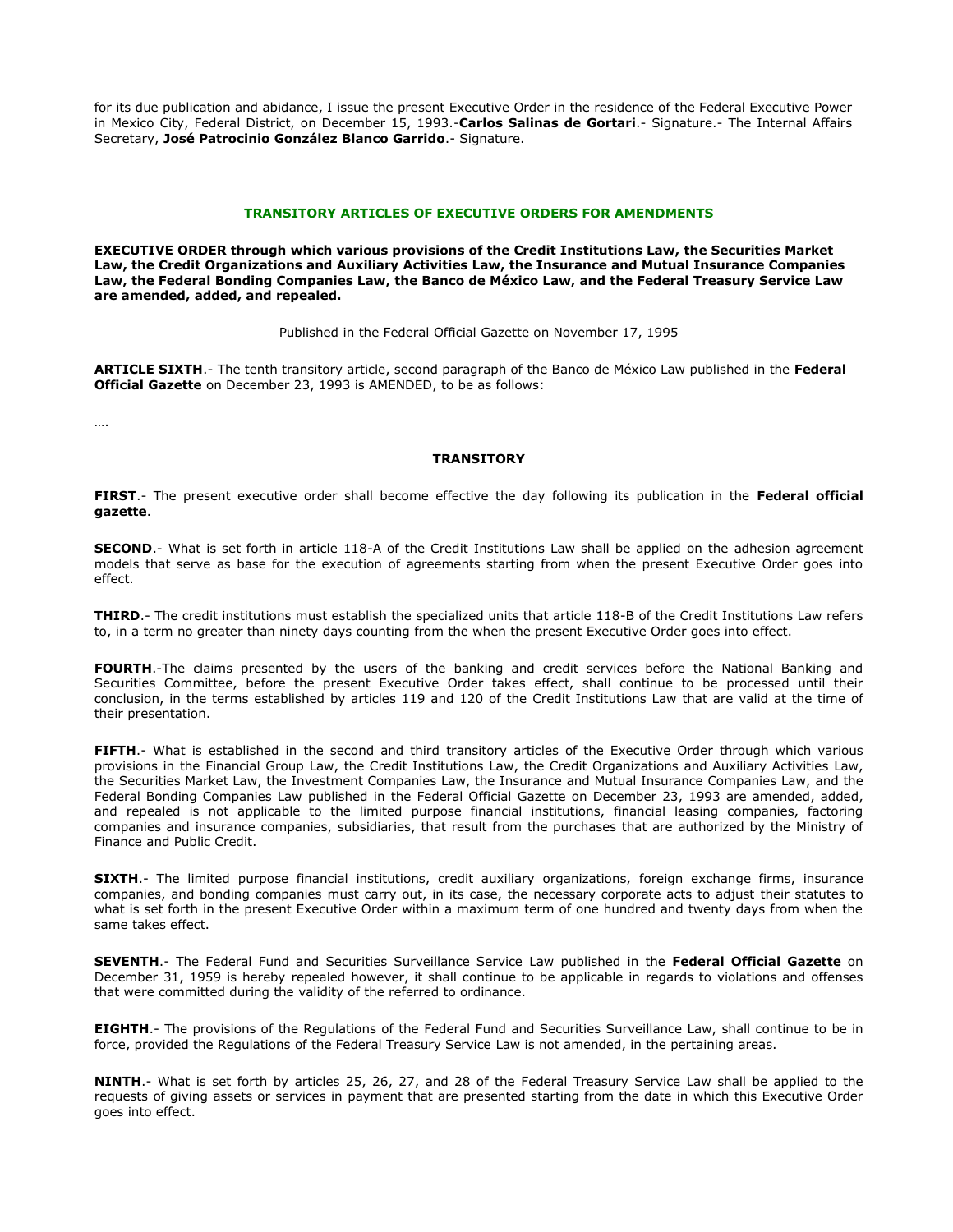for its due publication and abidance, I issue the present Executive Order in the residence of the Federal Executive Power in Mexico City, Federal District, on December 15, 1993.-**Carlos Salinas de Gortari**.- Signature.- The Internal Affairs Secretary, **José Patrocinio González Blanco Garrido**.- Signature.

## TRANSITORY ARTICLES OF EXECUTIVE ORDERS FOR AMENDMENTS

**EXECUTIVE ORDER through which various provisions of the Credit Institutions Law, the Securities Market Law, the Credit Organizations and Auxiliary Activities Law, the Insurance and Mutual Insurance Companies Law, the Federal Bonding Companies Law, the Banco de México Law, and the Federal Treasury Service Law are amended, added, and repealed.**

Published in the Federal Official Gazette on November 17, 1995

**ARTICLE SIXTH**.- The tenth transitory article, second paragraph of the Banco de México Law published in the **Federal Official Gazette** on December 23, 1993 is AMENDED, to be as follows:

….

### TRANSITORY

**FIRST**.- The present executive order shall become effective the day following its publication in the **Federal official gazette**.

**SECOND**.- What is set forth in article 118-A of the Credit Institutions Law shall be applied on the adhesion agreement models that serve as base for the execution of agreements starting from when the present Executive Order goes into effect.

**THIRD**.- The credit institutions must establish the specialized units that article 118-B of the Credit Institutions Law refers to, in a term no greater than ninety days counting from the when the present Executive Order goes into effect.

**FOURTH**.-The claims presented by the users of the banking and credit services before the National Banking and Securities Committee, before the present Executive Order takes effect, shall continue to be processed until their conclusion, in the terms established by articles 119 and 120 of the Credit Institutions Law that are valid at the time of their presentation.

**FIFTH**.- What is established in the second and third transitory articles of the Executive Order through which various provisions in the Financial Group Law, the Credit Institutions Law, the Credit Organizations and Auxiliary Activities Law, the Securities Market Law, the Investment Companies Law, the Insurance and Mutual Insurance Companies Law, and the Federal Bonding Companies Law published in the Federal Official Gazette on December 23, 1993 are amended, added, and repealed is not applicable to the limited purpose financial institutions, financial leasing companies, factoring companies and insurance companies, subsidiaries, that result from the purchases that are authorized by the Ministry of Finance and Public Credit.

**SIXTH**.- The limited purpose financial institutions, credit auxiliary organizations, foreign exchange firms, insurance companies, and bonding companies must carry out, in its case, the necessary corporate acts to adjust their statutes to what is set forth in the present Executive Order within a maximum term of one hundred and twenty days from when the same takes effect.

**SEVENTH**.- The Federal Fund and Securities Surveillance Service Law published in the **Federal Official Gazette** on December 31, 1959 is hereby repealed however, it shall continue to be applicable in regards to violations and offenses that were committed during the validity of the referred to ordinance.

**EIGHTH**.- The provisions of the Regulations of the Federal Fund and Securities Surveillance Law, shall continue to be in force, provided the Regulations of the Federal Treasury Service Law is not amended, in the pertaining areas.

**NINTH**.- What is set forth by articles 25, 26, 27, and 28 of the Federal Treasury Service Law shall be applied to the requests of giving assets or services in payment that are presented starting from the date in which this Executive Order goes into effect.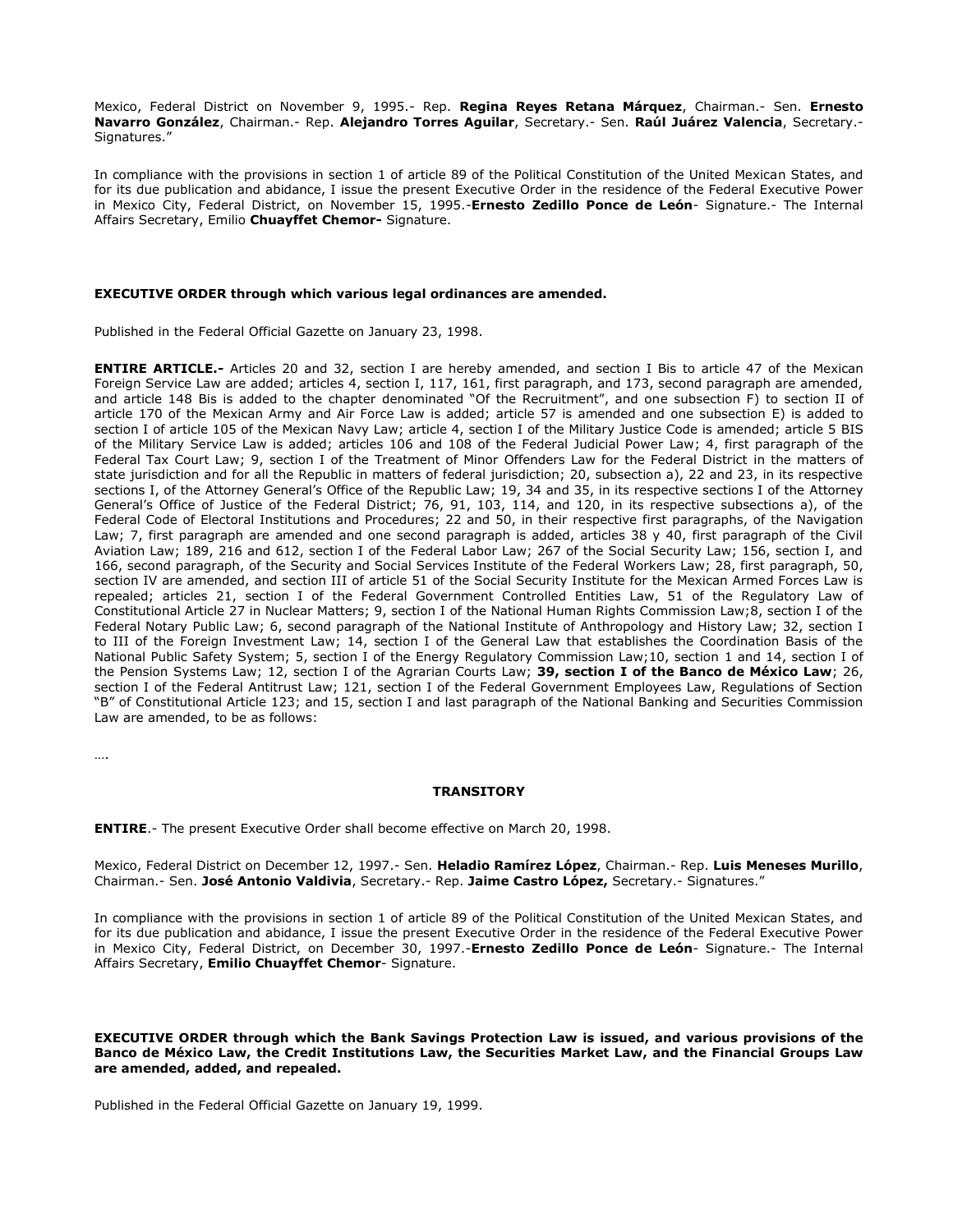Mexico, Federal District on November 9, 1995.- Rep. **Regina Reyes Retana Márquez**, Chairman.- Sen. **Ernesto Navarro González**, Chairman.- Rep. **Alejandro Torres Aguilar**, Secretary.- Sen. **Raúl Juárez Valencia**, Secretary.- Signatures."

In compliance with the provisions in section 1 of article 89 of the Political Constitution of the United Mexican States, and for its due publication and abidance, I issue the present Executive Order in the residence of the Federal Executive Power in Mexico City, Federal District, on November 15, 1995.-**Ernesto Zedillo Ponce de León**- Signature.- The Internal Affairs Secretary, Emilio **Chuayffet Chemor-** Signature.

**EXECUTIVE ORDER through which various legal ordinances are amended.**

Published in the Federal Official Gazette on January 23, 1998.

**ENTIRE ARTICLE.-** Articles 20 and 32, section I are hereby amended, and section I Bis to article 47 of the Mexican Foreign Service Law are added; articles 4, section I, 117, 161, first paragraph, and 173, second paragraph are amended, and article 148 Bis is added to the chapter denominated "Of the Recruitment", and one subsection F) to section II of article 170 of the Mexican Army and Air Force Law is added; article 57 is amended and one subsection E) is added to section I of article 105 of the Mexican Navy Law; article 4, section I of the Military Justice Code is amended; article 5 BIS of the Military Service Law is added; articles 106 and 108 of the Federal Judicial Power Law; 4, first paragraph of the Federal Tax Court Law; 9, section I of the Treatment of Minor Offenders Law for the Federal District in the matters of state jurisdiction and for all the Republic in matters of federal jurisdiction; 20, subsection a), 22 and 23, in its respective sections I, of the Attorney General's Office of the Republic Law; 19, 34 and 35, in its respective sections I of the Attorney General's Office of Justice of the Federal District; 76, 91, 103, 114, and 120, in its respective subsections a), of the Federal Code of Electoral Institutions and Procedures; 22 and 50, in their respective first paragraphs, of the Navigation Law; 7, first paragraph are amended and one second paragraph is added, articles 38 y 40, first paragraph of the Civil Aviation Law; 189, 216 and 612, section I of the Federal Labor Law; 267 of the Social Security Law; 156, section I, and 166, second paragraph, of the Security and Social Services Institute of the Federal Workers Law; 28, first paragraph, 50, section IV are amended, and section III of article 51 of the Social Security Institute for the Mexican Armed Forces Law is repealed; articles 21, section I of the Federal Government Controlled Entities Law, 51 of the Regulatory Law of Constitutional Article 27 in Nuclear Matters; 9, section I of the National Human Rights Commission Law;8, section I of the Federal Notary Public Law; 6, second paragraph of the National Institute of Anthropology and History Law; 32, section I to III of the Foreign Investment Law; 14, section I of the General Law that establishes the Coordination Basis of the National Public Safety System; 5, section I of the Energy Regulatory Commission Law;10, section 1 and 14, section I of the Pension Systems Law; 12, section I of the Agrarian Courts Law; **39, section I of the Banco de México Law**; 26, section I of the Federal Antitrust Law; 121, section I of the Federal Government Employees Law, Regulations of Section "B" of Constitutional Article 123; and 15, section I and last paragraph of the National Banking and Securities Commission Law are amended, to be as follows:

….

**TRANSITORY**

**ENTIRE**.- The present Executive Order shall become effective on March 20, 1998.

Mexico, Federal District on December 12, 1997.- Sen. **Heladio Ramírez López**, Chairman.- Rep. **Luis Meneses Murillo**, Chairman.- Sen. **José Antonio Valdivia**, Secretary.- Rep. **Jaime Castro López,** Secretary.- Signatures."

In compliance with the provisions in section 1 of article 89 of the Political Constitution of the United Mexican States, and for its due publication and abidance, I issue the present Executive Order in the residence of the Federal Executive Power in Mexico City, Federal District, on December 30, 1997.-**Ernesto Zedillo Ponce de León**- Signature.- The Internal Affairs Secretary, **Emilio Chuayffet Chemor**- Signature.

**EXECUTIVE ORDER through which the Bank Savings Protection Law is issued, and various provisions of the Banco de México Law, the Credit Institutions Law, the Securities Market Law, and the Financial Groups Law are amended, added, and repealed.**

Published in the Federal Official Gazette on January 19, 1999.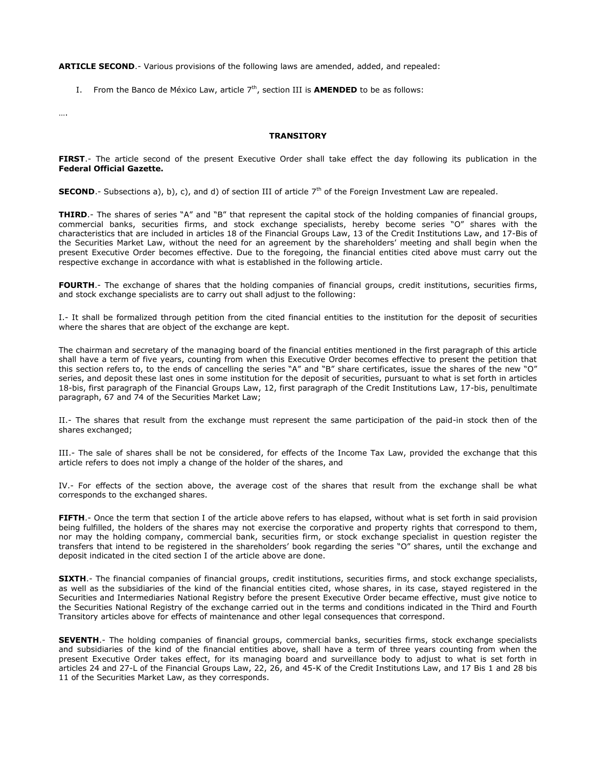**ARTICLE SECOND**.- Various provisions of the following laws are amended, added, and repealed:

I. From the Banco de México Law, article 7$^{th}$, section III is **AMENDED** to be as follows:

….

**TRANSITORY**

**FIRST**.- The article second of the present Executive Order shall take effect the day following its publication in the **Federal Official Gazette.**

**SECOND**.- Subsections a), b), c), and d) of section III of article 7$^{th}$ of the Foreign Investment Law are repealed.

**THIRD**.- The shares of series "A" and "B" that represent the capital stock of the holding companies of financial groups, commercial banks, securities firms, and stock exchange specialists, hereby become series "O" shares with the characteristics that are included in articles 18 of the Financial Groups Law, 12 of the Credit Institutions Law, and 17-Bis of the Securities Market Law, without the need for an agreement by the shareholders' meeting and shall begin when the present Executive Order becomes effective. Due to the foregoing, the financial entities cited above must carry out the respective exchange in accordance with what is established in the following article.

**FOURTH**.- The exchange of shares that the holding companies of financial groups, credit institutions, securities firms, and stock exchange specialists are to carry out shall adjust to the following:

I.- It shall be formalized through petition from the cited financial entities to the institution for the deposit of securities where the shares that are object of the exchange are kept.

The chairman and secretary of the managing board of the financial entities mentioned in the first paragraph of this article shall have a term of five years, counting from when this Executive Order becomes effective to present the petition that this section refers to, to the ends of cancelling the series "A" and "B" share certificates, issue the shares of the new "O" series, and deposit these last ones in some institution for the deposit of securities, pursuant to what is set forth in articles 18-bis, first paragraph of the Financial Groups Law, 12, first paragraph of the Credit Institutions Law, 17-bis, penultimate paragraph, 67 and 74 of the Securities Market Law;

II.- The shares that result from the exchange must represent the same participation of the paid-in stock then of the shares exchanged;

III.- The sale of shares shall be not be considered, for effects of the Income Tax Law, provided the exchange that this article refers to does not imply a change of the holder of the shares, and

IV.- For effects of the section above, the average cost of the shares that result from the exchange shall be what corresponds to the exchanged shares.

**FIFTH**.- Once the term that section I of the article above refers to has elapsed, without what is set forth in said provision being fulfilled, the holders of the shares may not exercise the corporative and property rights that correspond to them, nor may the holding company, commercial bank, securities firm, or stock exchange specialist in question register the transfers that intend to be registered in the shareholders' book regarding the series "O" shares, until the exchange and deposit indicated in the cited section I of the article above are done.

**SIXTH**.- The financial companies of financial groups, credit institutions, securities firms, and stock exchange specialists, as well as the subsidiaries of the kind of the financial entities cited, whose shares, in its case, stayed registered in the Securities and Intermediaries National Registry before the present Executive Order became effective, must give notice to the Securities National Registry of the exchange carried out in the terms and conditions indicated in the Third and Fourth Transitory articles above for effects of maintenance and other legal consequences that correspond.

**SEVENTH**.- The holding companies of financial groups, commercial banks, securities firms, stock exchange specialists and subsidiaries of the kind of the financial entities above, shall have a term of three years counting from when the present Executive Order takes effect, for its managing board and surveillance body to adjust to what is set forth in articles 24 and 27-L of the Financial Groups Law, 22, 26, and 45-K of the Credit Institutions Law, and 17 Bis 1 and 28 bis 11 of the Securities Market Law, as they corresponds.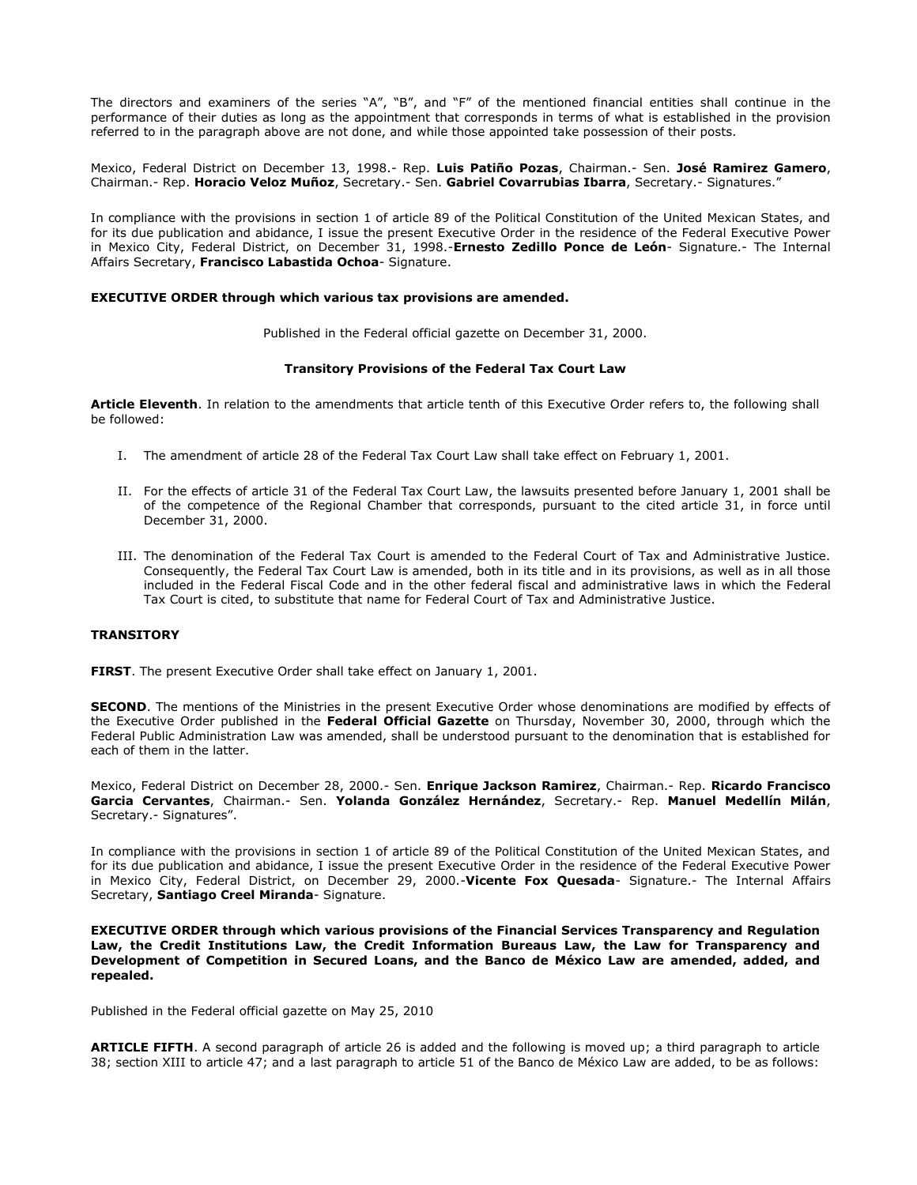The directors and examiners of the series “A”, “B”, and “F” of the mentioned financial entities shall continue in the performance of their duties as long as the appointment that corresponds in terms of what is established in the provision referred to in the paragraph above are not done, and while those appointed take possession of their posts.

Mexico, Federal District on December 13, 1998.- Rep. **Luis Patiño Pozas**, Chairman.- Sen. **José Ramirez Gamero**, Chairman.- Rep. **Horacio Veloz Muñoz**, Secretary.- Sen. **Gabriel Covarrubias Ibarra**, Secretary.- Signatures.”

In compliance with the provisions in section 1 of article 89 of the Political Constitution of the United Mexican States, and for its due publication and abidance, I issue the present Executive Order in the residence of the Federal Executive Power in Mexico City, Federal District, on December 31, 1998.-**Ernesto Zedillo Ponce de León**- Signature.- The Internal Affairs Secretary, **Francisco Labastida Ochoa**- Signature.

**EXECUTIVE ORDER through which various tax provisions are amended.**

Published in the Federal official gazette on December 31, 2000.

**Transitory Provisions of the Federal Tax Court Law**

**Article Eleventh**. In relation to the amendments that article tenth of this Executive Order refers to, the following shall be followed:

I. The amendment of article 28 of the Federal Tax Court Law shall take effect on February 1, 2001.

II. For the effects of article 31 of the Federal Tax Court Law, the lawsuits presented before January 1, 2001 shall be of the competence of the Regional Chamber that corresponds, pursuant to the cited article 31, in force until December 31, 2000.

III. The denomination of the Federal Tax Court is amended to the Federal Court of Tax and Administrative Justice. Consequently, the Federal Tax Court Law is amended, both in its title and in its provisions, as well as in all those included in the Federal Fiscal Code and in the other federal fiscal and administrative laws in which the Federal Tax Court is cited, to substitute that name for Federal Court of Tax and Administrative Justice.

**TRANSITORY**

**FIRST**. The present Executive Order shall take effect on January 1, 2001.

**SECOND**. The mentions of the Ministries in the present Executive Order whose denominations are modified by effects of the Executive Order published in the **Federal Official Gazette** on Thursday, November 30, 2000, through which the Federal Public Administration Law was amended, shall be understood pursuant to the denomination that is established for each of them in the latter.

Mexico, Federal District on December 28, 2000.- Sen. **Enrique Jackson Ramirez**, Chairman.- Rep. **Ricardo Francisco Garcia Cervantes**, Chairman.- Sen. **Yolanda González Hernández**, Secretary.- Rep. **Manuel Medellín Milán**, Secretary.- Signatures”.

In compliance with the provisions in section 1 of article 89 of the Political Constitution of the United Mexican States, and for its due publication and abidance, I issue the present Executive Order in the residence of the Federal Executive Power in Mexico City, Federal District, on December 29, 2000.-**Vicente Fox Quesada**- Signature.- The Internal Affairs Secretary, **Santiago Creel Miranda**- Signature.

**EXECUTIVE ORDER through which various provisions of the Financial Services Transparency and Regulation Law, the Credit Institutions Law, the Credit Information Bureaus Law, the Law for Transparency and Development of Competition in Secured Loans, and the Banco de México Law are amended, added, and repealed.**

Published in the Federal official gazette on May 25, 2010

**ARTICLE FIFTH**. A second paragraph of article 26 is added and the following is moved up; a third paragraph to article 38; section XIII to article 47; and a last paragraph to article 51 of the Banco de México Law are added, to be as follows: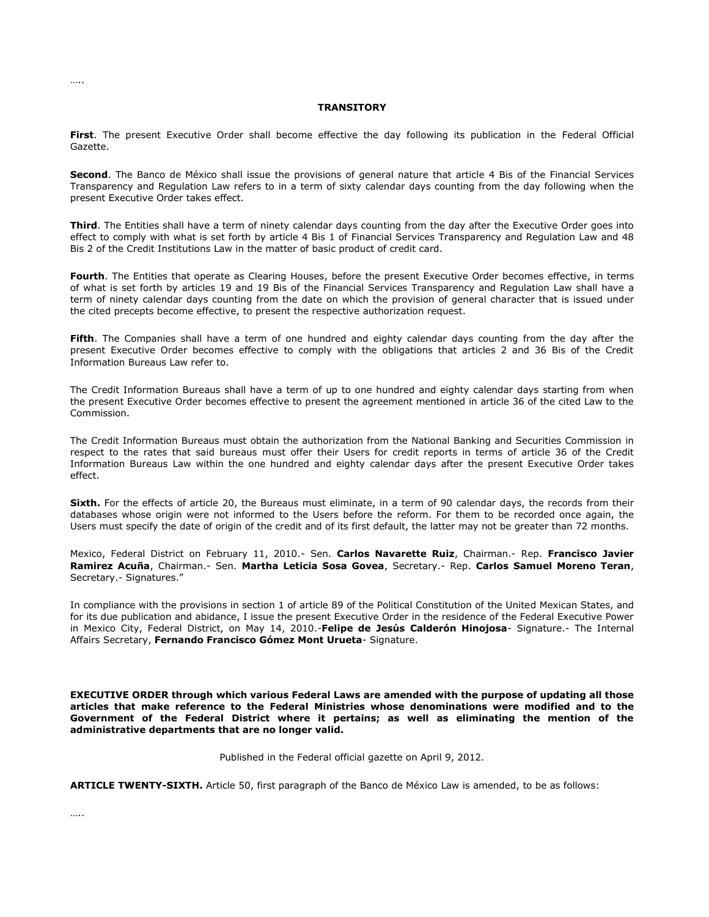…..

**TRANSITORY**

**First**. The present Executive Order shall become effective the day following its publication in the Federal Official Gazette.

**Second**. The Banco de México shall issue the provisions of general nature that article 4 Bis of the Financial Services Transparency and Regulation Law refers to in a term of sixty calendar days counting from the day following when the present Executive Order takes effect.

**Third**. The Entities shall have a term of ninety calendar days counting from the day after the Executive Order goes into effect to comply with what is set forth by article 4 Bis 1 of Financial Services Transparency and Regulation Law and 48 Bis 2 of the Credit Institutions Law in the matter of basic product of credit card.

**Fourth**. The Entities that operate as Clearing Houses, before the present Executive Order becomes effective, in terms of what is set forth by articles 19 and 19 Bis of the Financial Services Transparency and Regulation Law shall have a term of ninety calendar days counting from the date on which the provision of general character that is issued under the cited precepts become effective, to present the respective authorization request.

**Fifth**. The Companies shall have a term of one hundred and eighty calendar days counting from the day after the present Executive Order becomes effective to comply with the obligations that articles 2 and 36 Bis of the Credit Information Bureaus Law refer to.

The Credit Information Bureaus shall have a term of up to one hundred and eighty calendar days starting from when the present Executive Order becomes effective to present the agreement mentioned in article 36 of the cited Law to the Commission.

The Credit Information Bureaus must obtain the authorization from the National Banking and Securities Commission in respect to the rates that said bureaus must offer their Users for credit reports in terms of article 36 of the Credit Information Bureaus Law within the one hundred and eighty calendar days after the present Executive Order takes effect.

**Sixth.** For the effects of article 20, the Bureaus must eliminate, in a term of 90 calendar days, the records from their databases whose origin were not informed to the Users before the reform. For them to be recorded once again, the Users must specify the date of origin of the credit and of its first default, the latter may not be greater than 72 months.

Mexico, Federal District on February 11, 2010.- Sen. **Carlos Navarette Ruiz**, Chairman.- Rep. **Francisco Javier Ramirez Acuña**, Chairman.- Sen. **Martha Leticia Sosa Govea**, Secretary.- Rep. **Carlos Samuel Moreno Teran**, Secretary.- Signatures."

In compliance with the provisions in section 1 of article 89 of the Political Constitution of the United Mexican States, and for its due publication and abidance, I issue the present Executive Order in the residence of the Federal Executive Power in Mexico City, Federal District, on May 14, 2010.-**Felipe de Jesús Calderón Hinojosa**- Signature.- The Internal Affairs Secretary, **Fernando Francisco Gómez Mont Urueta**- Signature.

**EXECUTIVE ORDER through which various Federal Laws are amended with the purpose of updating all those articles that make reference to the Federal Ministries whose denominations were modified and to the Government of the Federal District where it pertains; as well as eliminating the mention of the administrative departments that are no longer valid.**

Published in the Federal official gazette on April 9, 2012.

**ARTICLE TWENTY-SIXTH.** Article 50, first paragraph of the Banco de México Law is amended, to be as follows:

…..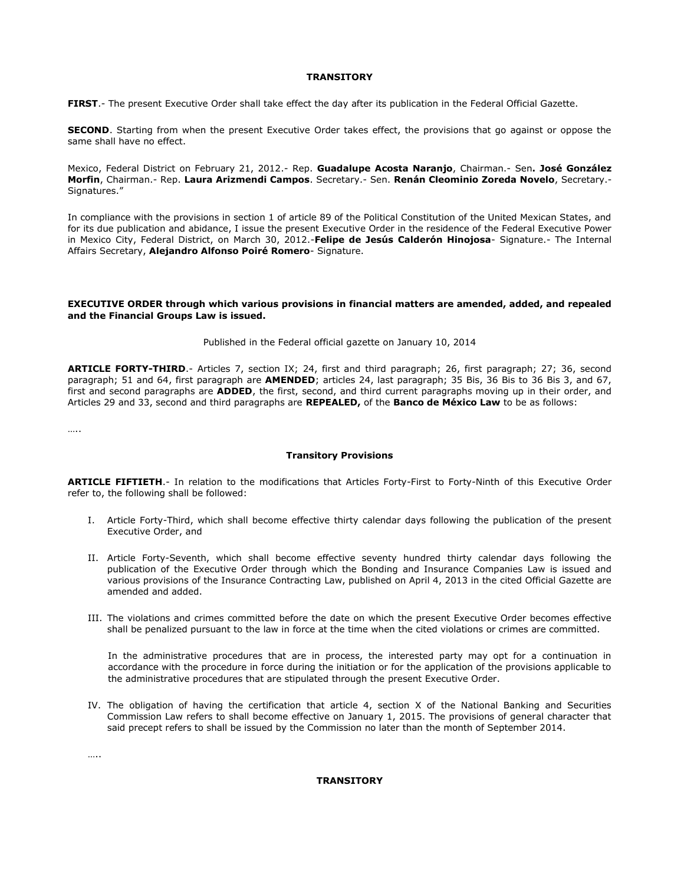**TRANSITORY**

**FIRST**.- The present Executive Order shall take effect the day after its publication in the Federal Official Gazette.

**SECOND**. Starting from when the present Executive Order takes effect, the provisions that go against or oppose the same shall have no effect.

Mexico, Federal District on February 21, 2012.- Rep. **Guadalupe Acosta Naranjo**, Chairman.- Sen**. José González Morfin**, Chairman.- Rep. **Laura Arizmendi Campos**. Secretary.- Sen. **Renán Cleominio Zoreda Novelo**, Secretary.- Signatures."

In compliance with the provisions in section 1 of article 89 of the Political Constitution of the United Mexican States, and for its due publication and abidance, I issue the present Executive Order in the residence of the Federal Executive Power in Mexico City, Federal District, on March 30, 2012.-**Felipe de Jesús Calderón Hinojosa**- Signature.- The Internal Affairs Secretary, **Alejandro Alfonso Poiré Romero**- Signature.

**EXECUTIVE ORDER through which various provisions in financial matters are amended, added, and repealed and the Financial Groups Law is issued.**

Published in the Federal official gazette on January 10, 2014

**ARTICLE FORTY-THIRD**.- Articles 7, section IX; 24, first and third paragraph; 26, first paragraph; 27; 36, second paragraph; 51 and 64, first paragraph are **AMENDED**; articles 24, last paragraph; 35 Bis, 36 Bis to 36 Bis 3, and 67, first and second paragraphs are **ADDED**, the first, second, and third current paragraphs moving up in their order, and Articles 29 and 33, second and third paragraphs are **REPEALED,** of the **Banco de México Law** to be as follows:

…..

**Transitory Provisions**

**ARTICLE FIFTIETH**.- In relation to the modifications that Articles Forty-First to Forty-Ninth of this Executive Order refer to, the following shall be followed:

I. Article Forty-Third, which shall become effective thirty calendar days following the publication of the present Executive Order, and

II. Article Forty-Seventh, which shall become effective seventy hundred thirty calendar days following the publication of the Executive Order through which the Bonding and Insurance Companies Law is issued and various provisions of the Insurance Contracting Law, published on April 4, 2013 in the cited Official Gazette are amended and added.

III. The violations and crimes committed before the date on which the present Executive Order becomes effective shall be penalized pursuant to the law in force at the time when the cited violations or crimes are committed.

   In the administrative procedures that are in process, the interested party may opt for a continuation in accordance with the procedure in force during the initiation or for the application of the provisions applicable to the administrative procedures that are stipulated through the present Executive Order.

IV. The obligation of having the certification that article 4, section X of the National Banking and Securities Commission Law refers to shall become effective on January 1, 2015. The provisions of general character that said precept refers to shall be issued by the Commission no later than the month of September 2014.

…..

**TRANSITORY**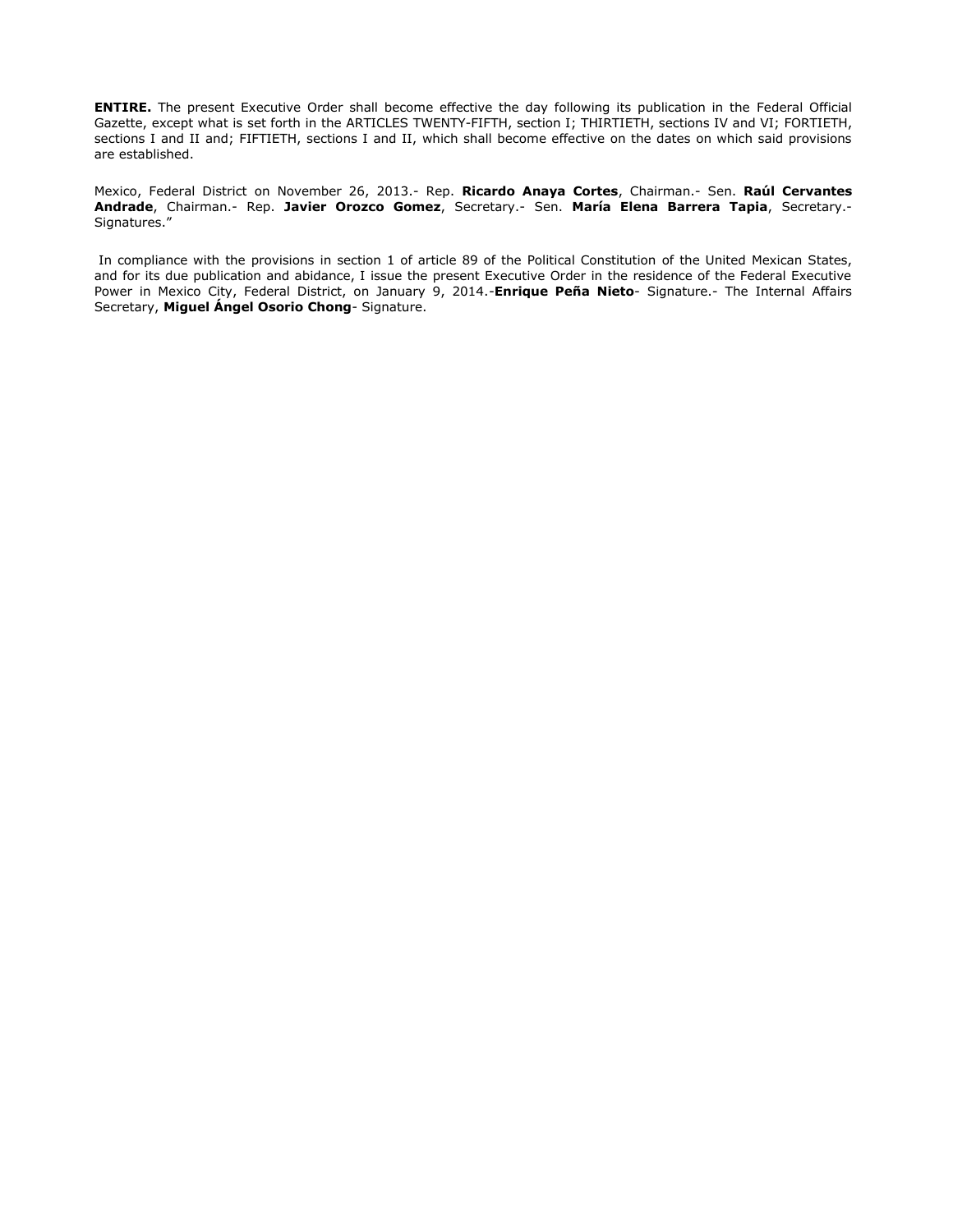**ENTIRE.** The present Executive Order shall become effective the day following its publication in the Federal Official Gazette, except what is set forth in the ARTICLES TWENTY-FIFTH, section I; THIRTIETH, sections IV and VI; FORTIETH, sections I and II and; FIFTIETH, sections I and II, which shall become effective on the dates on which said provisions are established.

Mexico, Federal District on November 26, 2013.- Rep. **Ricardo Anaya Cortes**, Chairman.- Sen. **Raúl Cervantes Andrade**, Chairman.- Rep. **Javier Orozco Gomez**, Secretary.- Sen. **María Elena Barrera Tapia**, Secretary.- Signatures."

In compliance with the provisions in section 1 of article 89 of the Political Constitution of the United Mexican States, and for its due publication and abidance, I issue the present Executive Order in the residence of the Federal Executive Power in Mexico City, Federal District, on January 9, 2014.-**Enrique Peña Nieto**- Signature.- The Internal Affairs Secretary, **Miguel Ángel Osorio Chong**- Signature.